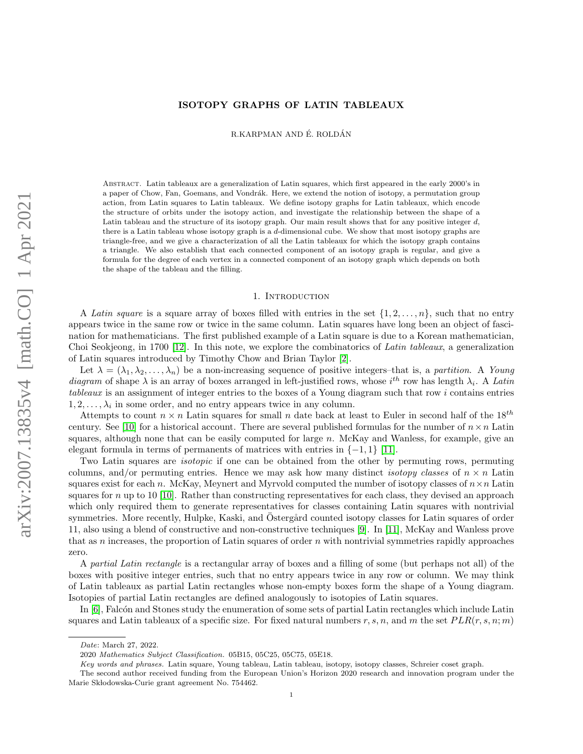# ISOTOPY GRAPHS OF LATIN TABLEAUX

R.KARPMAN AND É. ROLDÁN

Abstract. Latin tableaux are a generalization of Latin squares, which first appeared in the early 2000's in a paper of Chow, Fan, Goemans, and Vondrák. Here, we extend the notion of isotopy, a permutation group action, from Latin squares to Latin tableaux. We define isotopy graphs for Latin tableaux, which encode the structure of orbits under the isotopy action, and investigate the relationship between the shape of a Latin tableau and the structure of its isotopy graph. Our main result shows that for any positive integer $d$, there is a Latin tableau whose isotopy graph is a $d$-dimensional cube. We show that most isotopy graphs are triangle-free, and we give a characterization of all the Latin tableaux for which the isotopy graph contains a triangle. We also establish that each connected component of an isotopy graph is regular, and give a formula for the degree of each vertex in a connected component of an isotopy graph which depends on both the shape of the tableau and the filling.

## 1. Introduction

A *Latin square* is a square array of boxes filled with entries in the set $\{1, 2, \ldots, n\}$, such that no entry appears twice in the same row or twice in the same column. Latin squares have long been an object of fascination for mathematicians. The first published example of a Latin square is due to a Korean mathematician, Choi Seokjeong, in 1700 [12]. In this note, we explore the combinatorics of *Latin tableaux*, a generalization of Latin squares introduced by Timothy Chow and Brian Taylor [2].

Let $\lambda = (\lambda_1, \lambda_2, \ldots, \lambda_n)$ be a non-increasing sequence of positive integers–that is, a *partition*. A *Young diagram* of shape $\lambda$ is an array of boxes arranged in left-justified rows, whose $i^{th}$ row has length $\lambda_i$. A *Latin tableaux* is an assignment of integer entries to the boxes of a Young diagram such that row $i$ contains entries $1, 2, \ldots, \lambda_i$ in some order, and no entry appears twice in any column.

Attempts to count $n \times n$ Latin squares for small $n$ date back at least to Euler in second half of the $18^{th}$ century. See [10] for a historical account. There are several published formulas for the number of $n \times n$ Latin squares, although none that can be easily computed for large $n$. McKay and Wanless, for example, give an elegant formula in terms of permanents of matrices with entries in $\{-1, 1\}$ [11].

Two Latin squares are *isotopic* if one can be obtained from the other by permuting rows, permuting columns, and/or permuting entries. Hence we may ask how many distinct *isotopy classes* of $n \times n$ Latin squares exist for each $n$. McKay, Meynert and Myrvold computed the number of isotopy classes of $n \times n$ Latin squares for $n$ up to 10 [10]. Rather than constructing representatives for each class, they devised an approach which only required them to generate representatives for classes containing Latin squares with nontrivial symmetries. More recently, Hulpke, Kaski, and Östergård counted isotopy classes for Latin squares of order 11, also using a blend of constructive and non-constructive techniques [9]. In [11], McKay and Wanless prove that as $n$ increases, the proportion of Latin squares of order $n$ with nontrivial symmetries rapidly approaches zero.

A *partial Latin rectangle* is a rectangular array of boxes and a filling of some (but perhaps not all) of the boxes with positive integer entries, such that no entry appears twice in any row or column. We may think of Latin tableaux as partial Latin rectangles whose non-empty boxes form the shape of a Young diagram. Isotopies of partial Latin rectangles are defined analogously to isotopies of Latin squares.

In [6], Falcón and Stones study the enumeration of some sets of partial Latin rectangles which include Latin squares and Latin tableaux of a specific size. For fixed natural numbers $r, s, n$, and $m$ the set $PLR(r, s, n; m)$

*Date*: March 27, 2022.

2020 *Mathematics Subject Classification.* 05B15, 05C25, 05C75, 05E18.

*Key words and phrases.* Latin square, Young tableau, Latin tableau, isotopy, isotopy classes, Schreier coset graph.

The second author received funding from the European Union's Horizon 2020 research and innovation program under the Marie Skłodowska-Curie grant agreement No. 754462.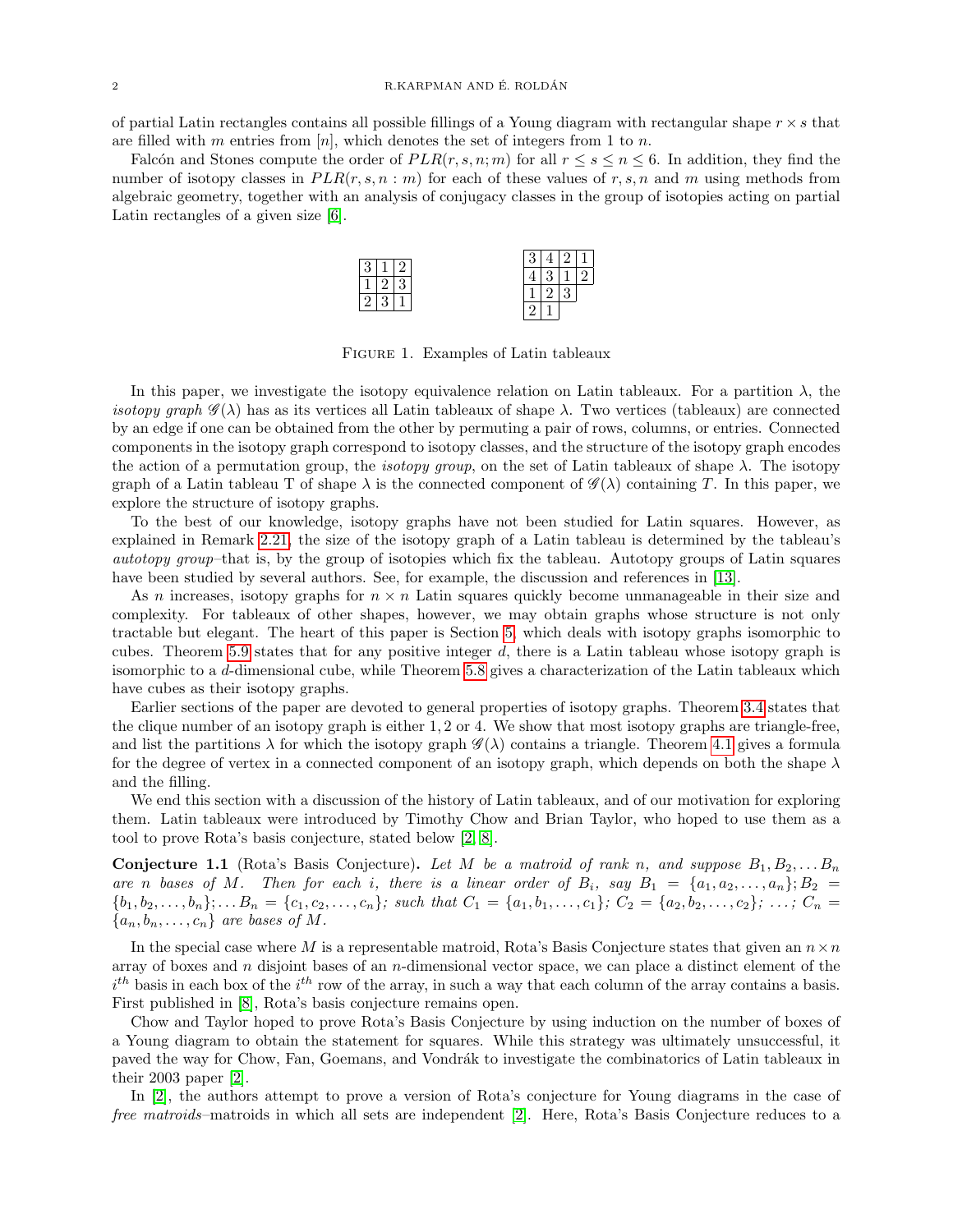of partial Latin rectangles contains all possible fillings of a Young diagram with rectangular shape $r \times s$ that are filled with $m$ entries from $[n]$, which denotes the set of integers from 1 to $n$.

Falcón and Stones compute the order of $PLR(r, s, n; m)$ for all $r \leq s \leq n \leq 6$. In addition, they find the number of isotopy classes in $PLR(r, s, n : m)$ for each of these values of $r, s, n$ and $m$ using methods from algebraic geometry, together with an analysis of conjugacy classes in the group of isotopies acting on partial Latin rectangles of a given size [6].

| 3 | 1 | 2 |
|---|---|---|
| 1 | 2 | 3 |
| 2 | 3 | 1 |

| 3 | 4 | 2 | 1 |
|---|---|---|---|
| 4 | 3 | 1 | 2 |
| 1 | 2 | 3 | |
| 2 | 1 | | |

Figure 1. Examples of Latin tableaux

In this paper, we investigate the isotopy equivalence relation on Latin tableaux. For a partition $\lambda$, the *isotopy graph* $\mathscr{G}(\lambda)$ has as its vertices all Latin tableaux of shape $\lambda$. Two vertices (tableaux) are connected by an edge if one can be obtained from the other by permuting a pair of rows, columns, or entries. Connected components in the isotopy graph correspond to isotopy classes, and the structure of the isotopy graph encodes the action of a permutation group, the *isotopy group*, on the set of Latin tableaux of shape $\lambda$. The isotopy graph of a Latin tableau T of shape $\lambda$ is the connected component of $\mathscr{G}(\lambda)$ containing $T$. In this paper, we explore the structure of isotopy graphs.

To the best of our knowledge, isotopy graphs have not been studied for Latin squares. However, as explained in Remark 2.21, the size of the isotopy graph of a Latin tableau is determined by the tableau's *autotopy group*–that is, by the group of isotopies which fix the tableau. Autotopy groups of Latin squares have been studied by several authors. See, for example, the discussion and references in [13].

As $n$ increases, isotopy graphs for $n \times n$ Latin squares quickly become unmanageable in their size and complexity. For tableaux of other shapes, however, we may obtain graphs whose structure is not only tractable but elegant. The heart of this paper is Section 5, which deals with isotopy graphs isomorphic to cubes. Theorem 5.9 states that for any positive integer $d$, there is a Latin tableau whose isotopy graph is isomorphic to a $d$-dimensional cube, while Theorem 5.8 gives a characterization of the Latin tableaux which have cubes as their isotopy graphs.

Earlier sections of the paper are devoted to general properties of isotopy graphs. Theorem 3.4 states that the clique number of an isotopy graph is either 1, 2 or 4. We show that most isotopy graphs are triangle-free, and list the partitions $\lambda$ for which the isotopy graph $\mathscr{G}(\lambda)$ contains a triangle. Theorem 4.1 gives a formula for the degree of vertex in a connected component of an isotopy graph, which depends on both the shape $\lambda$ and the filling.

We end this section with a discussion of the history of Latin tableaux, and of our motivation for exploring them. Latin tableaux were introduced by Timothy Chow and Brian Taylor, who hoped to use them as a tool to prove Rota's basis conjecture, stated below [2, 8].

**Conjecture 1.1** (Rota's Basis Conjecture). *Let $M$ be a matroid of rank $n$, and suppose $B_1, B_2, \ldots B_n$ are $n$ bases of $M$. Then for each $i$, there is a linear order of $B_i$, say $B_1 = \{a_1, a_2, \ldots, a_n\}; B_2 = \{b_1, b_2, \ldots, b_n\}; \ldots B_n = \{c_1, c_2, \ldots, c_n\}$; such that $C_1 = \{a_1, b_1, \ldots, c_1\}$; $C_2 = \{a_2, b_2, \ldots, c_2\}$; ...; $C_n = \{a_n, b_n, \ldots, c_n\}$ are bases of $M$.*

In the special case where $M$ is a representable matroid, Rota's Basis Conjecture states that given an $n \times n$ array of boxes and $n$ disjoint bases of an $n$-dimensional vector space, we can place a distinct element of the $i^{th}$ basis in each box of the $i^{th}$ row of the array, in such a way that each column of the array contains a basis. First published in [8], Rota's basis conjecture remains open.

Chow and Taylor hoped to prove Rota's Basis Conjecture by using induction on the number of boxes of a Young diagram to obtain the statement for squares. While this strategy was ultimately unsuccessful, it paved the way for Chow, Fan, Goemans, and Vondrák to investigate the combinatorics of Latin tableaux in their 2003 paper [2].

In [2], the authors attempt to prove a version of Rota's conjecture for Young diagrams in the case of *free matroids*–matroids in which all sets are independent [2]. Here, Rota's Basis Conjecture reduces to a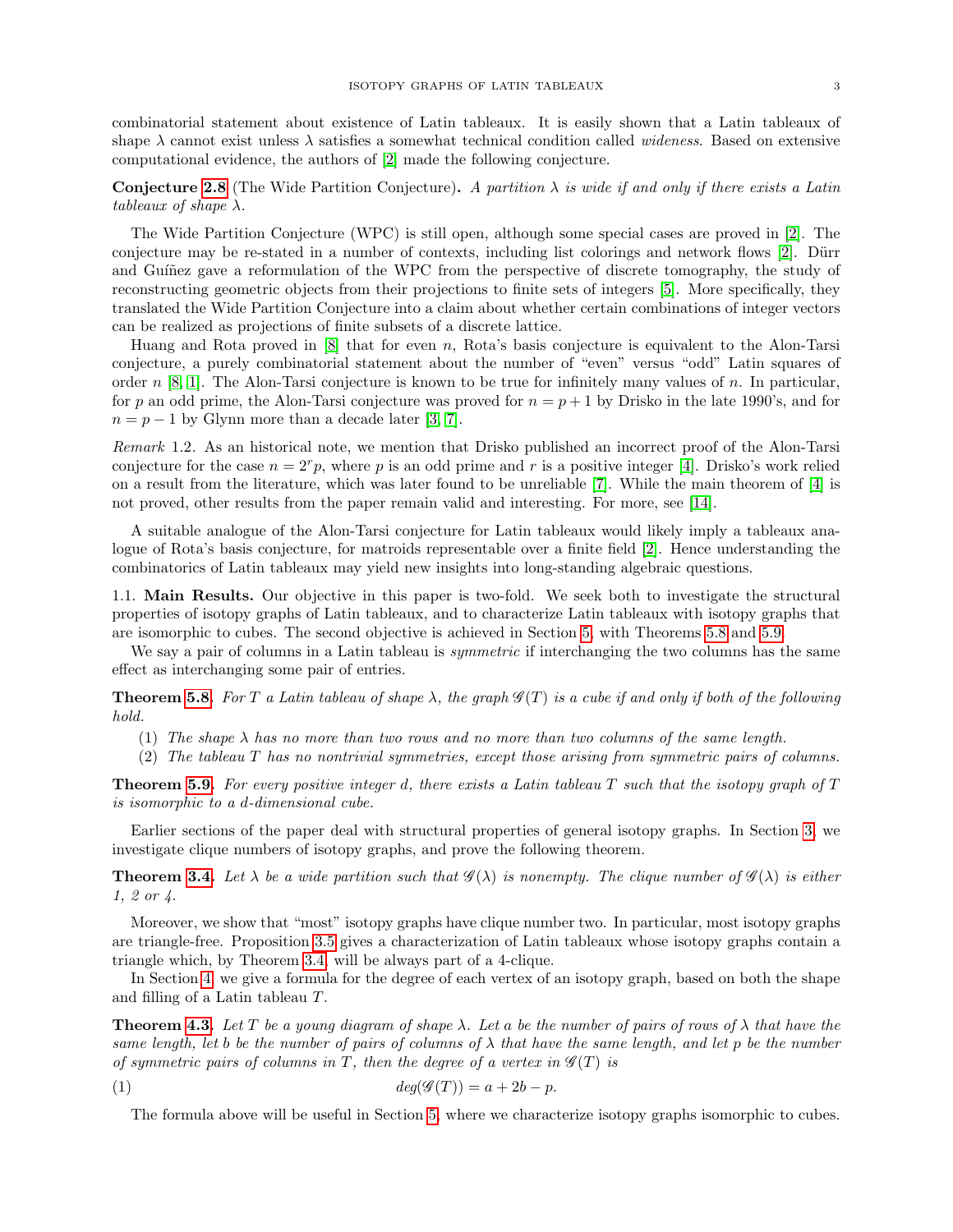combinatorial statement about existence of Latin tableaux. It is easily shown that a Latin tableaux of shape $\lambda$ cannot exist unless $\lambda$ satisfies a somewhat technical condition called *wideness*. Based on extensive computational evidence, the authors of [2] made the following conjecture.

**Conjecture 2.8** (The Wide Partition Conjecture). *A partition $\lambda$ is wide if and only if there exists a Latin tableaux of shape $\lambda$.*

The Wide Partition Conjecture (WPC) is still open, although some special cases are proved in [2]. The conjecture may be re-stated in a number of contexts, including list colorings and network flows [2]. Dürr and Guíñez gave a reformulation of the WPC from the perspective of discrete tomography, the study of reconstructing geometric objects from their projections to finite sets of integers [5]. More specifically, they translated the Wide Partition Conjecture into a claim about whether certain combinations of integer vectors can be realized as projections of finite subsets of a discrete lattice.

Huang and Rota proved in [8] that for even $n$, Rota's basis conjecture is equivalent to the Alon-Tarsi conjecture, a purely combinatorial statement about the number of "even" versus "odd" Latin squares of order $n$ [8, 1]. The Alon-Tarsi conjecture is known to be true for infinitely many values of $n$. In particular, for $p$ an odd prime, the Alon-Tarsi conjecture was proved for $n = p + 1$ by Drisko in the late 1990's, and for $n = p - 1$ by Glynn more than a decade later [3, 7].

*Remark* 1.2. As an historical note, we mention that Drisko published an incorrect proof of the Alon-Tarsi conjecture for the case $n = 2^r p$, where $p$ is an odd prime and $r$ is a positive integer [4]. Drisko's work relied on a result from the literature, which was later found to be unreliable [7]. While the main theorem of [4] is not proved, other results from the paper remain valid and interesting. For more, see [14].

A suitable analogue of the Alon-Tarsi conjecture for Latin tableaux would likely imply a tableaux analogue of Rota's basis conjecture, for matroids representable over a finite field [2]. Hence understanding the combinatorics of Latin tableaux may yield new insights into long-standing algebraic questions.

## 1.1. Main Results.

Our objective in this paper is two-fold. We seek both to investigate the structural properties of isotopy graphs of Latin tableaux, and to characterize Latin tableaux with isotopy graphs that are isomorphic to cubes. The second objective is achieved in Section 5, with Theorems 5.8 and 5.9.

We say a pair of columns in a Latin tableau is *symmetric* if interchanging the two columns has the same effect as interchanging some pair of entries.

**Theorem 5.8.** *For $T$ a Latin tableau of shape $\lambda$, the graph $\mathscr{G}(T)$ is a cube if and only if both of the following hold.*

1. *The shape $\lambda$ has no more than two rows and no more than two columns of the same length.*
2. *The tableau $T$ has no nontrivial symmetries, except those arising from symmetric pairs of columns.*

**Theorem 5.9.** *For every positive integer $d$, there exists a Latin tableau $T$ such that the isotopy graph of $T$ is isomorphic to a $d$-dimensional cube.*

Earlier sections of the paper deal with structural properties of general isotopy graphs. In Section 3, we investigate clique numbers of isotopy graphs, and prove the following theorem.

**Theorem 3.4.** *Let $\lambda$ be a wide partition such that $\mathscr{G}(\lambda)$ is nonempty. The clique number of $\mathscr{G}(\lambda)$ is either 1, 2 or 4.*

Moreover, we show that "most" isotopy graphs have clique number two. In particular, most isotopy graphs are triangle-free. Proposition 3.5 gives a characterization of Latin tableaux whose isotopy graphs contain a triangle which, by Theorem 3.4, will be always part of a 4-clique.

In Section 4, we give a formula for the degree of each vertex of an isotopy graph, based on both the shape and filling of a Latin tableau $T$.

**Theorem 4.3.** *Let $T$ be a young diagram of shape $\lambda$. Let $a$ be the number of pairs of rows of $\lambda$ that have the same length, let $b$ be the number of pairs of columns of $\lambda$ that have the same length, and let $p$ be the number of symmetric pairs of columns in $T$, then the degree of a vertex in $\mathscr{G}(T)$ is*

$$deg(\mathscr{G}(T)) = a + 2b - p. \tag{1}$$

The formula above will be useful in Section 5, where we characterize isotopy graphs isomorphic to cubes.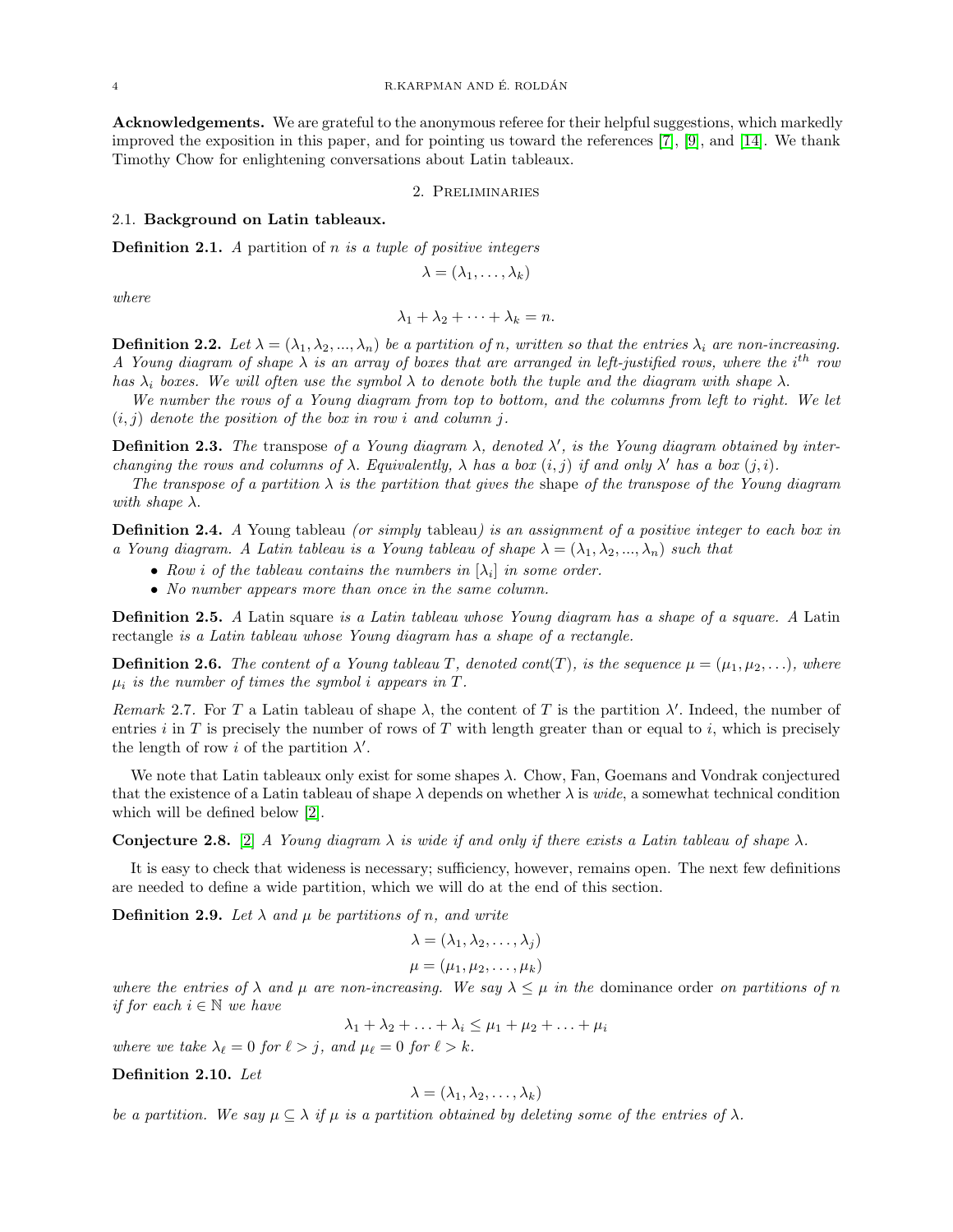**Acknowledgements.** We are grateful to the anonymous referee for their helpful suggestions, which markedly improved the exposition in this paper, and for pointing us toward the references [7], [9], and [14]. We thank Timothy Chow for enlightening conversations about Latin tableaux.

## 2. Preliminaries

### 2.1. Background on Latin tableaux.

**Definition 2.1.** *A* partition of $n$ *is a tuple of positive integers*

$$\lambda = (\lambda_1, \ldots, \lambda_k)$$

*where*

$$\lambda_1 + \lambda_2 + \cdots + \lambda_k = n.$$

**Definition 2.2.** *Let $\lambda = (\lambda_1, \lambda_2, ..., \lambda_n)$ be a partition of $n$, written so that the entries $\lambda_i$ are non-increasing. A Young diagram of shape $\lambda$ is an array of boxes that are arranged in left-justified rows, where the $i^{th}$ row has $\lambda_i$ boxes. We will often use the symbol $\lambda$ to denote both the tuple and the diagram with shape $\lambda$.*

*We number the rows of a Young diagram from top to bottom, and the columns from left to right. We let $(i, j)$ denote the position of the box in row $i$ and column $j$.*

**Definition 2.3.** *The* transpose *of a Young diagram $\lambda$, denoted $\lambda'$, is the Young diagram obtained by interchanging the rows and columns of $\lambda$. Equivalently, $\lambda$ has a box $(i, j)$ if and only if $\lambda'$ has a box $(j, i)$.*

*The transpose of a partition $\lambda$ is the partition that gives the* shape *of the transpose of the Young diagram with shape $\lambda$.*

**Definition 2.4.** *A* Young tableau *(or simply* tableau*) is an assignment of a positive integer to each box in a Young diagram. A Latin tableau is a Young tableau of shape $\lambda = (\lambda_1, \lambda_2, ..., \lambda_n)$ such that*

- *Row $i$ of the tableau contains the numbers in $[\lambda_i]$ in some order.*
- *No number appears more than once in the same column.*

**Definition 2.5.** *A* Latin square *is a Latin tableau whose Young diagram has a shape of a square. A* Latin rectangle *is a Latin tableau whose Young diagram has a shape of a rectangle.*

**Definition 2.6.** *The content of a Young tableau $T$, denoted cont$(T)$, is the sequence $\mu = (\mu_1, \mu_2, \ldots)$, where $\mu_i$ is the number of times the symbol $i$ appears in $T$.*

*Remark* 2.7. For $T$ a Latin tableau of shape $\lambda$, the content of $T$ is the partition $\lambda'$. Indeed, the number of entries $i$ in $T$ is precisely the number of rows of $T$ with length greater than or equal to $i$, which is precisely the length of row $i$ of the partition $\lambda'$.

We note that Latin tableaux only exist for some shapes $\lambda$. Chow, Fan, Goemans and Vondrak conjectured that the existence of a Latin tableau of shape $\lambda$ depends on whether $\lambda$ is *wide*, a somewhat technical condition which will be defined below [2].

**Conjecture 2.8.** [2] *A Young diagram $\lambda$ is wide if and only if there exists a Latin tableau of shape $\lambda$.*

It is easy to check that wideness is necessary; sufficiency, however, remains open. The next few definitions are needed to define a wide partition, which we will do at the end of this section.

**Definition 2.9.** *Let $\lambda$ and $\mu$ be partitions of $n$, and write*

$$\lambda = (\lambda_1, \lambda_2, \ldots, \lambda_j)$$
$$\mu = (\mu_1, \mu_2, \ldots, \mu_k)$$

*where the entries of $\lambda$ and $\mu$ are non-increasing. We say $\lambda \leq \mu$ in the* dominance order *on partitions of $n$ if for each $i \in \mathbb{N}$ we have*

$$\lambda_1 + \lambda_2 + \ldots + \lambda_i \leq \mu_1 + \mu_2 + \ldots + \mu_i$$

*where we take $\lambda_\ell = 0$ for $\ell > j$, and $\mu_\ell = 0$ for $\ell > k$.*

**Definition 2.10.** *Let*

$$\lambda = (\lambda_1, \lambda_2, \ldots, \lambda_k)$$

*be a partition. We say $\mu \subseteq \lambda$ if $\mu$ is a partition obtained by deleting some of the entries of $\lambda$.*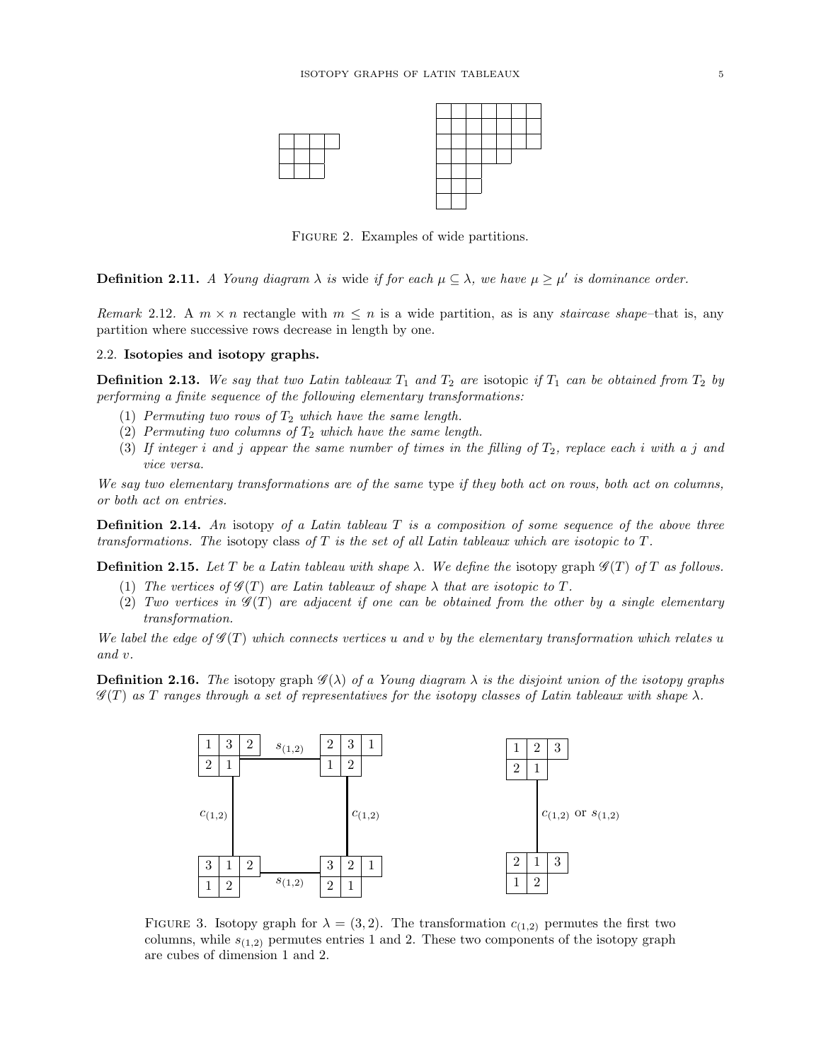Figure 2. Examples of wide partitions.

**Definition 2.11.** *A Young diagram $\lambda$ is* wide *if for each $\mu \subseteq \lambda$, we have $\mu \geq \mu'$ is dominance order.*

*Remark* 2.12. A $m \times n$ rectangle with $m \leq n$ is a wide partition, as is any *staircase shape*–that is, any partition where successive rows decrease in length by one.

### 2.2. Isotopies and isotopy graphs.

**Definition 2.13.** *We say that two Latin tableaux $T_1$ and $T_2$ are* isotopic *if $T_1$ can be obtained from $T_2$ by performing a finite sequence of the following elementary transformations:*

1. *Permuting two rows of $T_2$ which have the same length.*
2. *Permuting two columns of $T_2$ which have the same length.*
3. *If integer $i$ and $j$ appear the same number of times in the filling of $T_2$, replace each $i$ with a $j$ and vice versa.*

*We say two elementary transformations are of the same* type *if they both act on rows, both act on columns, or both act on entries.*

**Definition 2.14.** *An* isotopy *of a Latin tableau $T$ is a composition of some sequence of the above three transformations. The* isotopy class *of $T$ is the set of all Latin tableaux which are isotopic to $T$.*

**Definition 2.15.** *Let $T$ be a Latin tableau with shape $\lambda$. We define the* isotopy graph *$\mathscr{G}(T)$ of $T$ as follows.*

1. *The vertices of $\mathscr{G}(T)$ are Latin tableaux of shape $\lambda$ that are isotopic to $T$.*
2. *Two vertices in $\mathscr{G}(T)$ are adjacent if one can be obtained from the other by a single elementary transformation.*

*We label the edge of $\mathscr{G}(T)$ which connects vertices $u$ and $v$ by the elementary transformation which relates $u$ and $v$.*

**Definition 2.16.** *The* isotopy graph *$\mathscr{G}(\lambda)$ of a Young diagram $\lambda$ is the disjoint union of the isotopy graphs $\mathscr{G}(T)$ as $T$ ranges through a set of representatives for the isotopy classes of Latin tableaux with shape $\lambda$.*

Figure 3. Isotopy graph for $\lambda = (3, 2)$. The transformation $c_{(1,2)}$ permutes the first two columns, while $s_{(1,2)}$ permutes entries 1 and 2. These two components of the isotopy graph are cubes of dimension 1 and 2.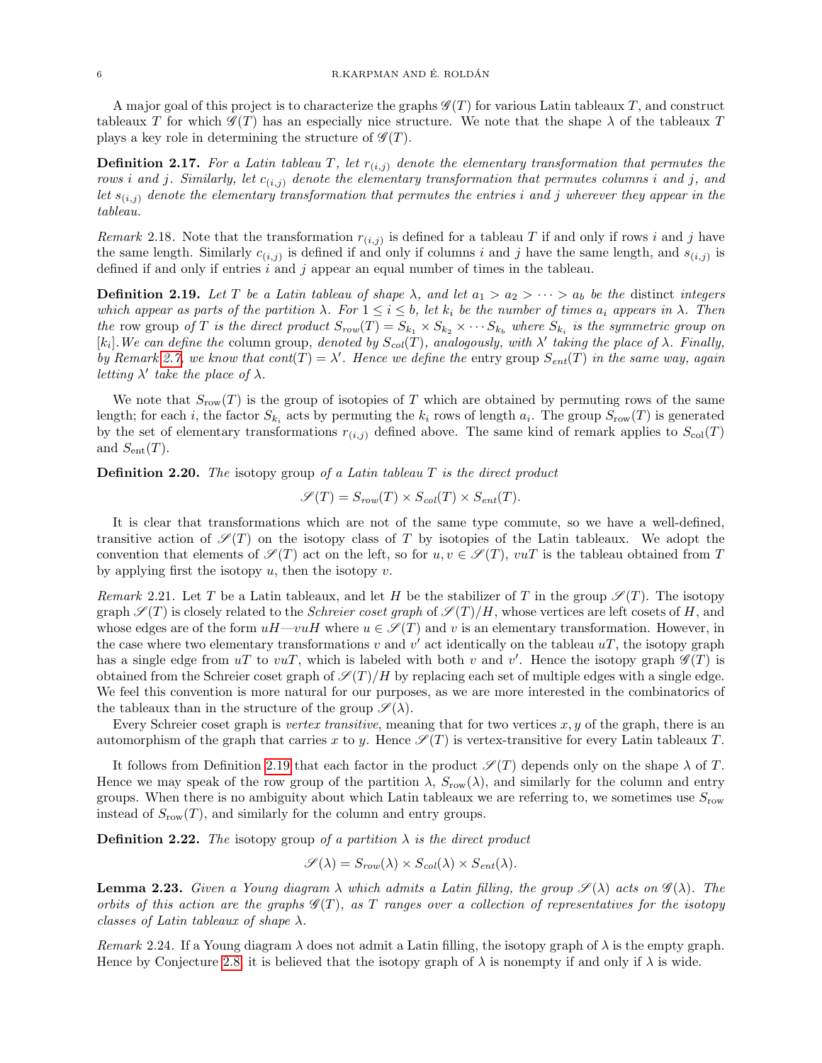A major goal of this project is to characterize the graphs $\mathscr{G}(T)$ for various Latin tableaux $T$, and construct tableaux $T$ for which $\mathscr{G}(T)$ has an especially nice structure. We note that the shape $\lambda$ of the tableaux $T$ plays a key role in determining the structure of $\mathscr{G}(T)$.

**Definition 2.17.** *For a Latin tableau $T$, let $r_{(i,j)}$ denote the elementary transformation that permutes the rows $i$ and $j$. Similarly, let $c_{(i,j)}$ denote the elementary transformation that permutes columns $i$ and $j$, and let $s_{(i,j)}$ denote the elementary transformation that permutes the entries $i$ and $j$ wherever they appear in the tableau.*

*Remark* 2.18. Note that the transformation $r_{(i,j)}$ is defined for a tableau $T$ if and only if rows $i$ and $j$ have the same length. Similarly $c_{(i,j)}$ is defined if and only if columns $i$ and $j$ have the same length, and $s_{(i,j)}$ is defined if and only if entries $i$ and $j$ appear an equal number of times in the tableau.

**Definition 2.19.** *Let $T$ be a Latin tableau of shape $\lambda$, and let $a_1 > a_2 > \cdots > a_b$ be the* distinct *integers which appear as parts of the partition $\lambda$. For $1 \leq i \leq b$, let $k_i$ be the number of times $a_i$ appears in $\lambda$. Then the* row group *of $T$ is the direct product $S_{row}(T) = S_{k_1} \times S_{k_2} \times \cdots S_{k_b}$ where $S_{k_i}$ is the symmetric group on $[k_i]$. We can define the* column group*, denoted by $S_{col}(T)$, analogously, with $\lambda'$ taking the place of $\lambda$. Finally, by Remark 2.7, we know that $cont(T) = \lambda'$. Hence we define the* entry group *$S_{ent}(T)$ in the same way, again letting $\lambda'$ take the place of $\lambda$.*

We note that $S_{\text{row}}(T)$ is the group of isotopies of $T$ which are obtained by permuting rows of the same length; for each $i$, the factor $S_{k_i}$ acts by permuting the $k_i$ rows of length $a_i$. The group $S_{\text{row}}(T)$ is generated by the set of elementary transformations $r_{(i,j)}$ defined above. The same kind of remark applies to $S_{\text{col}}(T)$ and $S_{\text{ent}}(T)$.

**Definition 2.20.** *The* isotopy group *of a Latin tableau $T$ is the direct product*

$$\mathscr{S}(T) = S_{row}(T) \times S_{col}(T) \times S_{ent}(T).$$

It is clear that transformations which are not of the same type commute, so we have a well-defined, transitive action of $\mathscr{S}(T)$ on the isotopy class of $T$ by isotopies of the Latin tableaux. We adopt the convention that elements of $\mathscr{S}(T)$ act on the left, so for $u, v \in \mathscr{S}(T)$, $vuT$ is the tableau obtained from $T$ by applying first the isotopy $u$, then the isotopy $v$.

*Remark* 2.21. Let $T$ be a Latin tableaux, and let $H$ be the stabilizer of $T$ in the group $\mathscr{S}(T)$. The isotopy graph $\mathscr{S}(T)$ is closely related to the *Schreier coset graph* of $\mathscr{S}(T)/H$, whose vertices are left cosets of $H$, and whose edges are of the form $uH$—$vuH$ where $u \in \mathscr{S}(T)$ and $v$ is an elementary transformation. However, in the case where two elementary transformations $v$ and $v'$ act identically on the tableau $uT$, the isotopy graph has a single edge from $uT$ to $vuT$, which is labeled with both $v$ and $v'$. Hence the isotopy graph $\mathscr{G}(T)$ is obtained from the Schreier coset graph of $\mathscr{S}(T)/H$ by replacing each set of multiple edges with a single edge. We feel this convention is more natural for our purposes, as we are more interested in the combinatorics of the tableaux than in the structure of the group $\mathscr{S}(\lambda)$.

Every Schreier coset graph is *vertex transitive*, meaning that for two vertices $x, y$ of the graph, there is an automorphism of the graph that carries $x$ to $y$. Hence $\mathscr{S}(T)$ is vertex-transitive for every Latin tableaux $T$.

It follows from Definition 2.19 that each factor in the product $\mathscr{S}(T)$ depends only on the shape $\lambda$ of $T$. Hence we may speak of the row group of the partition $\lambda$, $S_{\text{row}}(\lambda)$, and similarly for the column and entry groups. When there is no ambiguity about which Latin tableaux we are referring to, we sometimes use $S_{\text{row}}$ instead of $S_{\text{row}}(T)$, and similarly for the column and entry groups.

**Definition 2.22.** *The* isotopy group *of a partition $\lambda$ is the direct product*

$$\mathscr{S}(\lambda) = S_{row}(\lambda) \times S_{col}(\lambda) \times S_{ent}(\lambda).$$

**Lemma 2.23.** *Given a Young diagram $\lambda$ which admits a Latin filling, the group $\mathscr{S}(\lambda)$ acts on $\mathscr{G}(\lambda)$. The orbits of this action are the graphs $\mathscr{G}(T)$, as $T$ ranges over a collection of representatives for the isotopy classes of Latin tableaux of shape $\lambda$.*

*Remark* 2.24. If a Young diagram $\lambda$ does not admit a Latin filling, the isotopy graph of $\lambda$ is the empty graph. Hence by Conjecture 2.8, it is believed that the isotopy graph of $\lambda$ is nonempty if and only if $\lambda$ is wide.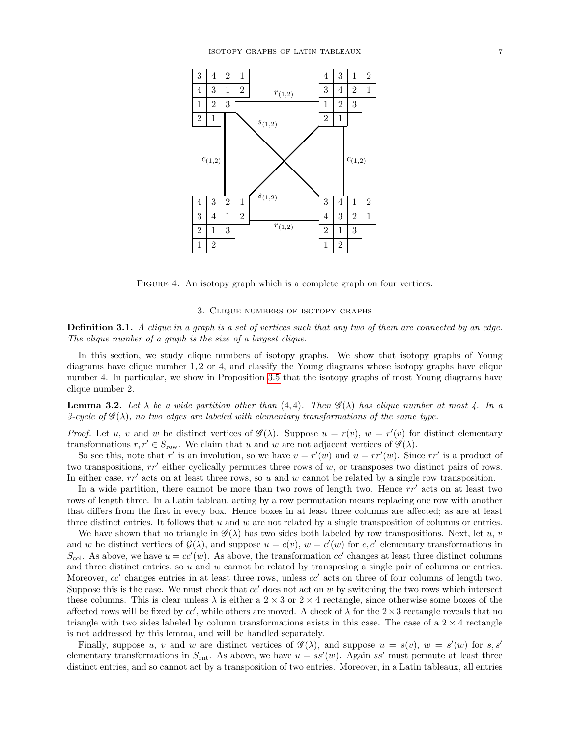FIGURE 4. An isotopy graph which is a complete graph on four vertices.

## 3. Clique numbers of isotopy graphs

**Definition 3.1.** *A clique in a graph is a set of vertices such that any two of them are connected by an edge. The clique number of a graph is the size of a largest clique.*

In this section, we study clique numbers of isotopy graphs. We show that isotopy graphs of Young diagrams have clique number 1, 2 or 4, and classify the Young diagrams whose isotopy graphs have clique number 4. In particular, we show in Proposition 3.5 that the isotopy graphs of most Young diagrams have clique number 2.

**Lemma 3.2.** *Let $\lambda$ be a wide partition other than $(4, 4)$. Then $\mathscr{G}(\lambda)$ has clique number at most 4. In a 3-cycle of $\mathscr{G}(\lambda)$, no two edges are labeled with elementary transformations of the same type.*

*Proof.* Let $u$, $v$ and $w$ be distinct vertices of $\mathscr{G}(\lambda)$. Suppose $u = r(v)$, $w = r'(v)$ for distinct elementary transformations $r, r' \in S_{\text{row}}$. We claim that $u$ and $w$ are not adjacent vertices of $\mathscr{G}(\lambda)$.

So see this, note that $r'$ is an involution, so we have $v = r'(w)$ and $u = rr'(w)$. Since $rr'$ is a product of two transpositions, $rr'$ either cyclically permutes three rows of $w$, or transposes two distinct pairs of rows. In either case, $rr'$ acts on at least three rows, so $u$ and $w$ cannot be related by a single row transposition.

In a wide partition, there cannot be more than two rows of length two. Hence $rr'$ acts on at least two rows of length three. In a Latin tableau, acting by a row permutation means replacing one row with another that differs from the first in every box. Hence boxes in at least three columns are affected; as are at least three distinct entries. It follows that $u$ and $w$ are not related by a single transposition of columns or entries.

We have shown that no triangle in $\mathscr{G}(\lambda)$ has two sides both labeled by row transpositions. Next, let $u$, $v$ and $w$ be distinct vertices of $\mathcal{G}(\lambda)$, and suppose $u = c(v)$, $w = c'(w)$ for $c, c'$ elementary transformations in $S_{\text{col}}$. As above, we have $u = cc'(w)$. As above, the transformation $cc'$ changes at least three distinct columns and three distinct entries, so $u$ and $w$ cannot be related by transposing a single pair of columns or entries. Moreover, $cc'$ changes entries in at least three rows, unless $cc'$ acts on three of four columns of length two. Suppose this is the case. We must check that $cc'$ does not act on $w$ by switching the two rows which intersect these columns. This is clear unless $\lambda$ is either a $2 \times 3$ or $2 \times 4$ rectangle, since otherwise some boxes of the affected rows will be fixed by $cc'$, while others are moved. A check of $\lambda$ for the $2 \times 3$ rectangle reveals that no triangle with two sides labeled by column transformations exists in this case. The case of a $2 \times 4$ rectangle is not addressed by this lemma, and will be handled separately.

Finally, suppose $u$, $v$ and $w$ are distinct vertices of $\mathscr{G}(\lambda)$, and suppose $u = s(v)$, $w = s'(w)$ for $s, s'$ elementary transformations in $S_{\text{ent}}$. As above, we have $u = ss'(w)$. Again $ss'$ must permute at least three distinct entries, and so cannot act by a transposition of two entries. Moreover, in a Latin tableaux, all entries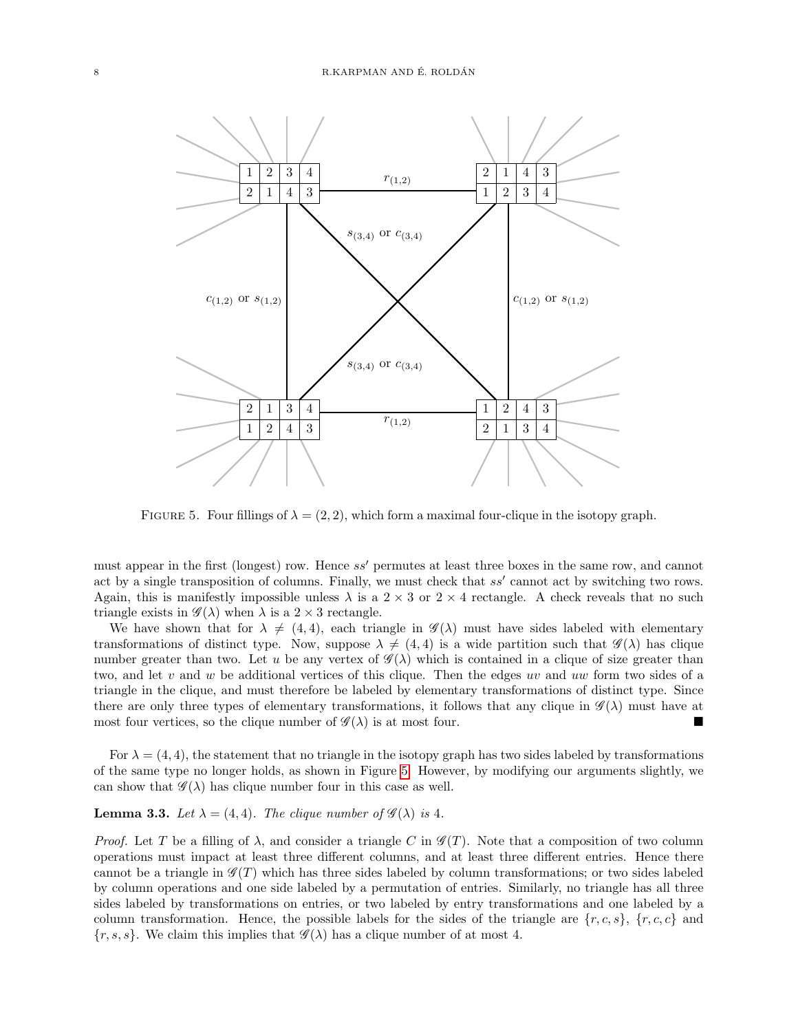FIGURE 5. Four fillings of $\lambda = (2,2)$, which form a maximal four-clique in the isotopy graph.

must appear in the first (longest) row. Hence $ss'$ permutes at least three boxes in the same row, and cannot act by a single transposition of columns. Finally, we must check that $ss'$ cannot act by switching two rows. Again, this is manifestly impossible unless $\lambda$ is a $2 \times 3$ or $2 \times 4$ rectangle. A check reveals that no such triangle exists in $\mathscr{G}(\lambda)$ when $\lambda$ is a $2 \times 3$ rectangle.

We have shown that for $\lambda \neq (4,4)$, each triangle in $\mathscr{G}(\lambda)$ must have sides labeled with elementary transformations of distinct type. Now, suppose $\lambda \neq (4,4)$ is a wide partition such that $\mathscr{G}(\lambda)$ has clique number greater than two. Let $u$ be any vertex of $\mathscr{G}(\lambda)$ which is contained in a clique of size greater than two, and let $v$ and $w$ be additional vertices of this clique. Then the edges $uv$ and $uw$ form two sides of a triangle in the clique, and must therefore be labeled by elementary transformations of distinct type. Since there are only three types of elementary transformations, it follows that any clique in $\mathscr{G}(\lambda)$ must have at most four vertices, so the clique number of $\mathscr{G}(\lambda)$ is at most four. ∎

For $\lambda = (4,4)$, the statement that no triangle in the isotopy graph has two sides labeled by transformations of the same type no longer holds, as shown in Figure 5. However, by modifying our arguments slightly, we can show that $\mathscr{G}(\lambda)$ has clique number four in this case as well.

**Lemma 3.3.** *Let $\lambda = (4,4)$. The clique number of $\mathscr{G}(\lambda)$ is 4.*

*Proof.* Let $T$ be a filling of $\lambda$, and consider a triangle $C$ in $\mathscr{G}(T)$. Note that a composition of two column operations must impact at least three different columns, and at least three different entries. Hence there cannot be a triangle in $\mathscr{G}(T)$ which has three sides labeled by column transformations; or two sides labeled by column operations and one side labeled by a permutation of entries. Similarly, no triangle has all three sides labeled by transformations on entries, or two labeled by entry transformations and one labeled by a column transformation. Hence, the possible labels for the sides of the triangle are $\{r, c, s\}$, $\{r, c, c\}$ and $\{r, s, s\}$. We claim this implies that $\mathscr{G}(\lambda)$ has a clique number of at most 4.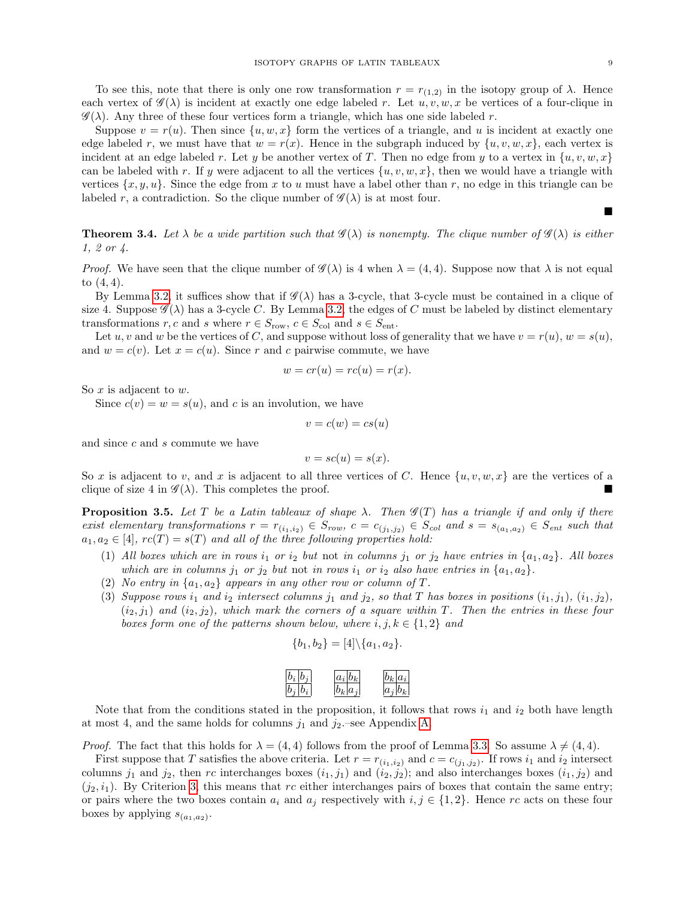To see this, note that there is only one row transformation $r = r_{(1,2)}$ in the isotopy group of $\lambda$. Hence each vertex of $\mathscr{G}(\lambda)$ is incident at exactly one edge labeled $r$. Let $u, v, w, x$ be vertices of a four-clique in $\mathscr{G}(\lambda)$. Any three of these four vertices form a triangle, which has one side labeled $r$.

Suppose $v = r(u)$. Then since $\{u, w, x\}$ form the vertices of a triangle, and $u$ is incident at exactly one edge labeled $r$, we must have that $w = r(x)$. Hence in the subgraph induced by $\{u, v, w, x\}$, each vertex is incident at an edge labeled $r$. Let $y$ be another vertex of $T$. Then no edge from $y$ to a vertex in $\{u, v, w, x\}$ can be labeled with $r$. If $y$ were adjacent to all the vertices $\{u, v, w, x\}$, then we would have a triangle with vertices $\{x, y, u\}$. Since the edge from $x$ to $u$ must have a label other than $r$, no edge in this triangle can be labeled $r$, a contradiction. So the clique number of $\mathscr{G}(\lambda)$ is at most four. ■

**Theorem 3.4.** *Let $\lambda$ be a wide partition such that $\mathscr{G}(\lambda)$ is nonempty. The clique number of $\mathscr{G}(\lambda)$ is either 1, 2 or 4.*

*Proof.* We have seen that the clique number of $\mathscr{G}(\lambda)$ is 4 when $\lambda = (4, 4)$. Suppose now that $\lambda$ is not equal to $(4, 4)$.

By Lemma 3.2, it suffices show that if $\mathscr{G}(\lambda)$ has a 3-cycle, that 3-cycle must be contained in a clique of size 4. Suppose $\mathscr{G}(\lambda)$ has a 3-cycle $C$. By Lemma 3.2, the edges of $C$ must be labeled by distinct elementary transformations $r, c$ and $s$ where $r \in S_{\text{row}}$, $c \in S_{\text{col}}$ and $s \in S_{\text{ent}}$.

Let $u, v$ and $w$ be the vertices of $C$, and suppose without loss of generality that we have $v = r(u)$, $w = s(u)$, and $w = c(v)$. Let $x = c(u)$. Since $r$ and $c$ pairwise commute, we have

$$w = cr(u) = rc(u) = r(x).$$

So $x$ is adjacent to $w$.

Since $c(v) = w = s(u)$, and $c$ is an involution, we have

$$v = c(w) = cs(u)$$

and since $c$ and $s$ commute we have

$$v = sc(u) = s(x).$$

So $x$ is adjacent to $v$, and $x$ is adjacent to all three vertices of $C$. Hence $\{u, v, w, x\}$ are the vertices of a clique of size 4 in $\mathscr{G}(\lambda)$. This completes the proof. ■

**Proposition 3.5.** *Let $T$ be a Latin tableaux of shape $\lambda$. Then $\mathscr{G}(T)$ has a triangle if and only if there exist elementary transformations $r = r_{(i_1,i_2)} \in S_{row}$, $c = c_{(j_1,j_2)} \in S_{col}$ and $s = s_{(a_1,a_2)} \in S_{ent}$ such that $a_1, a_2 \in [4]$, $rc(T) = s(T)$ and all of the three following properties hold:*

1. *All boxes which are in rows $i_1$ or $i_2$ but* not *in columns $j_1$ or $j_2$ have entries in $\{a_1, a_2\}$. All boxes which are in columns $j_1$ or $j_2$ but* not *in rows $i_1$ or $i_2$ also have entries in $\{a_1, a_2\}$.*
2. *No entry in $\{a_1, a_2\}$ appears in any other row or column of $T$.*
3. *Suppose rows $i_1$ and $i_2$ intersect columns $j_1$ and $j_2$, so that $T$ has boxes in positions $(i_1, j_1)$, $(i_1, j_2)$, $(i_2, j_1)$ and $(i_2, j_2)$, which mark the corners of a square within $T$. Then the entries in these four boxes form one of the patterns shown below, where $i, j, k \in \{1, 2\}$ and*

$$\{b_1, b_2\} = [4] \backslash \{a_1, a_2\}.$$

| $b_i$ | $b_j$ |
|---|---|
| $b_j$ | $b_i$ |

| $a_i$ | $b_k$ |
|---|---|
| $b_k$ | $a_j$ |

| $b_k$ | $a_i$ |
|---|---|
| $a_j$ | $b_k$ |

Note that from the conditions stated in the proposition, it follows that rows $i_1$ and $i_2$ both have length at most 4, and the same holds for columns $j_1$ and $j_2$.–see Appendix A.

*Proof.* The fact that this holds for $\lambda = (4, 4)$ follows from the proof of Lemma 3.3. So assume $\lambda \neq (4, 4)$.

First suppose that $T$ satisfies the above criteria. Let $r = r_{(i_1,i_2)}$ and $c = c_{(j_1,j_2)}$. If rows $i_1$ and $i_2$ intersect columns $j_1$ and $j_2$, then $rc$ interchanges boxes $(i_1, j_1)$ and $(i_2, j_2)$; and also interchanges boxes $(i_1, j_2)$ and $(j_2, i_1)$. By Criterion 3, this means that $rc$ either interchanges pairs of boxes that contain the same entry; or pairs where the two boxes contain $a_i$ and $a_j$ respectively with $i, j \in \{1, 2\}$. Hence $rc$ acts on these four boxes by applying $s_{(a_1,a_2)}$.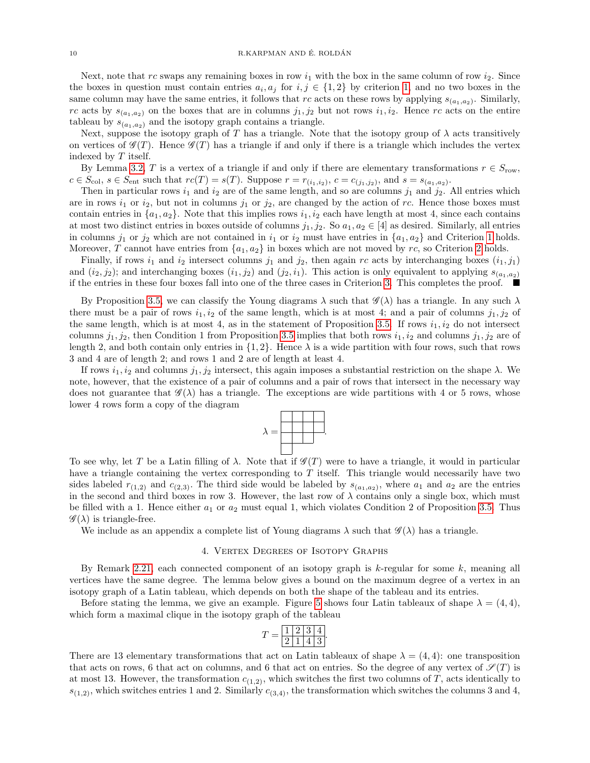Next, note that $rc$ swaps any remaining boxes in row $i_1$ with the box in the same column of row $i_2$. Since the boxes in question must contain entries $a_i, a_j$ for $i, j \in \{1, 2\}$ by criterion 1, and no two boxes in the same column may have the same entries, it follows that $rc$ acts on these rows by applying $s_{(a_1,a_2)}$. Similarly, $rc$ acts by $s_{(a_1,a_2)}$ on the boxes that are in columns $j_1, j_2$ but not rows $i_1, i_2$. Hence $rc$ acts on the entire tableau by $s_{(a_1,a_2)}$ and the isotopy graph contains a triangle.

Next, suppose the isotopy graph of $T$ has a triangle. Note that the isotopy group of $\lambda$ acts transitively on vertices of $\mathscr{G}(T)$. Hence $\mathscr{G}(T)$ has a triangle if and only if there is a triangle which includes the vertex indexed by $T$ itself.

By Lemma 3.2, $T$ is a vertex of a triangle if and only if there are elementary transformations $r \in S_{\text{row}}$, $c \in S_{\text{col}}$, $s \in S_{\text{ent}}$ such that $rc(T) = s(T)$. Suppose $r = r_{(i_1,i_2)}$, $c = c_{(j_1,j_2)}$, and $s = s_{(a_1,a_2)}$.

Then in particular rows $i_1$ and $i_2$ are of the same length, and so are columns $j_1$ and $j_2$. All entries which are in rows $i_1$ or $i_2$, but not in columns $j_1$ or $j_2$, are changed by the action of $rc$. Hence those boxes must contain entries in $\{a_1, a_2\}$. Note that this implies rows $i_1, i_2$ each have length at most 4, since each contains at most two distinct entries in boxes outside of columns $j_1, j_2$. So $a_1, a_2 \in [4]$ as desired. Similarly, all entries in columns $j_1$ or $j_2$ which are not contained in $i_1$ or $i_2$ must have entries in $\{a_1, a_2\}$ and Criterion 1 holds. Moreover, $T$ cannot have entries from $\{a_1, a_2\}$ in boxes which are not moved by $rc$, so Criterion 2 holds.

Finally, if rows $i_1$ and $i_2$ intersect columns $j_1$ and $j_2$, then again $rc$ acts by interchanging boxes $(i_1, j_1)$ and $(i_2, j_2)$; and interchanging boxes $(i_1, j_2)$ and $(j_2, i_1)$. This action is only equivalent to applying $s_{(a_1,a_2)}$ if the entries in these four boxes fall into one of the three cases in Criterion 3. This completes the proof. ■

By Proposition 3.5, we can classify the Young diagrams $\lambda$ such that $\mathscr{G}(\lambda)$ has a triangle. In any such $\lambda$ there must be a pair of rows $i_1, i_2$ of the same length, which is at most 4; and a pair of columns $j_1, j_2$ of the same length, which is at most 4, as in the statement of Proposition 3.5. If rows $i_1, i_2$ do not intersect columns $j_1, j_2$, then Condition 1 from Proposition 3.5 implies that both rows $i_1, i_2$ and columns $j_1, j_2$ are of length 2, and both contain only entries in $\{1, 2\}$. Hence $\lambda$ is a wide partition with four rows, such that rows 3 and 4 are of length 2; and rows 1 and 2 are of length at least 4.

If rows $i_1, i_2$ and columns $j_1, j_2$ intersect, this again imposes a substantial restriction on the shape $\lambda$. We note, however, that the existence of a pair of columns and a pair of rows that intersect in the necessary way does not guarantee that $\mathscr{G}(\lambda)$ has a triangle. The exceptions are wide partitions with 4 or 5 rows, whose lower 4 rows form a copy of the diagram

$$\lambda = \ydiagram{4,4,3,1}.$$

To see why, let $T$ be a Latin filling of $\lambda$. Note that if $\mathscr{G}(T)$ were to have a triangle, it would in particular have a triangle containing the vertex corresponding to $T$ itself. This triangle would necessarily have two sides labeled $r_{(1,2)}$ and $c_{(2,3)}$. The third side would be labeled by $s_{(a_1,a_2)}$, where $a_1$ and $a_2$ are the entries in the second and third boxes in row 3. However, the last row of $\lambda$ contains only a single box, which must be filled with a 1. Hence either $a_1$ or $a_2$ must equal 1, which violates Condition 2 of Proposition 3.5. Thus $\mathscr{G}(\lambda)$ is triangle-free.

We include as an appendix a complete list of Young diagrams $\lambda$ such that $\mathscr{G}(\lambda)$ has a triangle.

## 4. Vertex Degrees of Isotopy Graphs

By Remark 2.21, each connected component of an isotopy graph is $k$-regular for some $k$, meaning all vertices have the same degree. The lemma below gives a bound on the maximum degree of a vertex in an isotopy graph of a Latin tableau, which depends on both the shape of the tableau and its entries.

Before stating the lemma, we give an example. Figure 5 shows four Latin tableaux of shape $\lambda = (4, 4)$, which form a maximal clique in the isotopy graph of the tableau

$$T = \begin{array}{|c|c|c|c|}\hline 1&2&3&4\\\hline 2&1&4&3\\\hline\end{array}.$$

There are 13 elementary transformations that act on Latin tableaux of shape $\lambda = (4, 4)$: one transposition that acts on rows, 6 that act on columns, and 6 that act on entries. So the degree of any vertex of $\mathscr{S}(T)$ is at most 13. However, the transformation $c_{(1,2)}$, which switches the first two columns of $T$, acts identically to $s_{(1,2)}$, which switches entries 1 and 2. Similarly $c_{(3,4)}$, the transformation which switches the columns 3 and 4,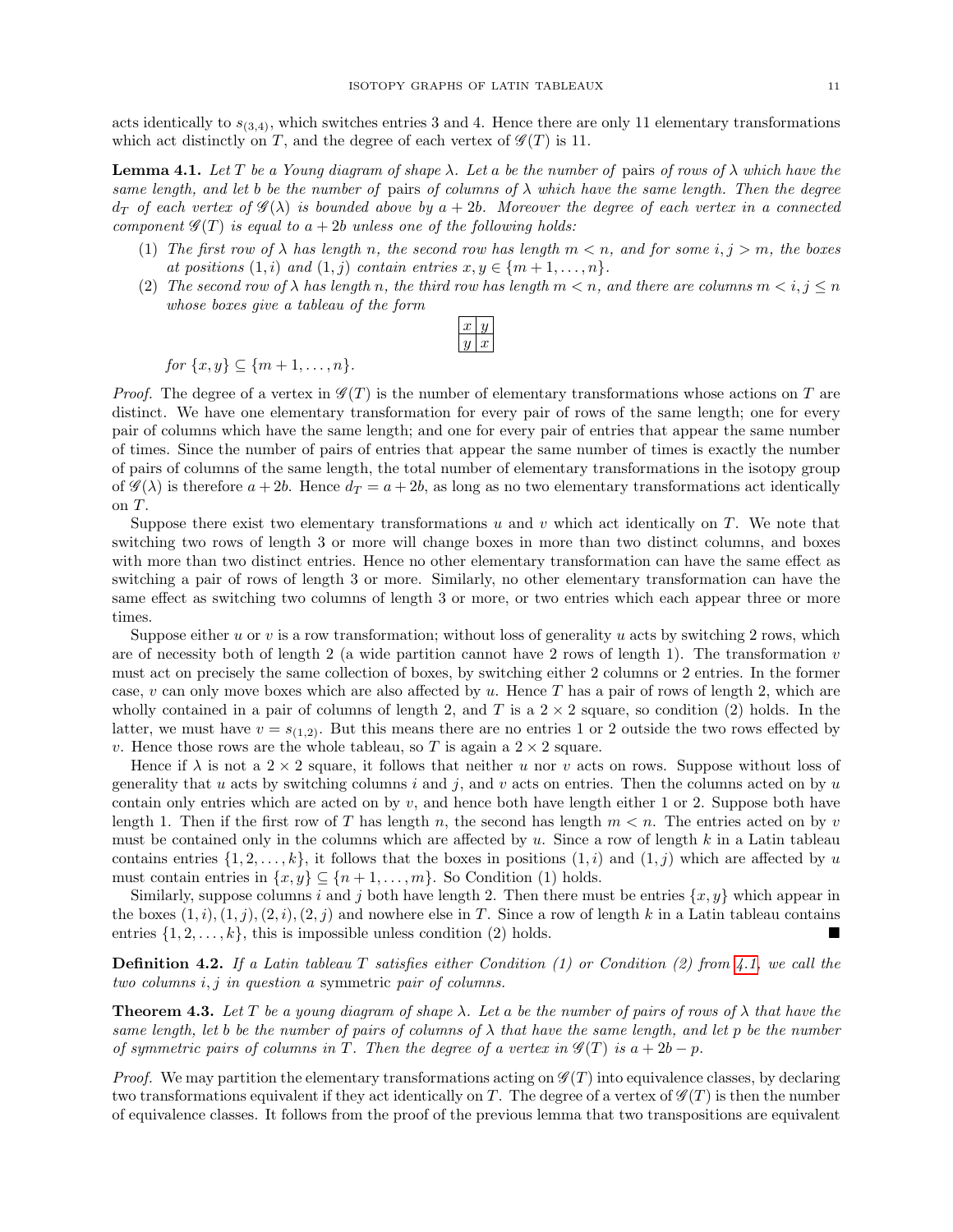acts identically to $s_{(3,4)}$, which switches entries 3 and 4. Hence there are only 11 elementary transformations which act distinctly on $T$, and the degree of each vertex of $\mathscr{G}(T)$ is 11.

**Lemma 4.1.** *Let $T$ be a Young diagram of shape $\lambda$. Let $a$ be the number of* pairs *of rows of $\lambda$ which have the same length, and let $b$ be the number of* pairs *of columns of $\lambda$ which have the same length. Then the degree $d_T$ of each vertex of $\mathscr{G}(\lambda)$ is bounded above by $a + 2b$. Moreover the degree of each vertex in a connected component $\mathscr{G}(T)$ is equal to $a + 2b$ unless one of the following holds:*

1. *The first row of $\lambda$ has length $n$, the second row has length $m < n$, and for some $i, j > m$, the boxes at positions $(1, i)$ and $(1, j)$ contain entries $x, y \in \{m + 1, \ldots, n\}$.*
2. *The second row of $\lambda$ has length $n$, the third row has length $m < n$, and there are columns $m < i, j \leq n$ whose boxes give a tableau of the form*

$$\begin{array}{|c|c|}\hline x & y \\ \hline y & x \\ \hline\end{array}$$

*for $\{x, y\} \subseteq \{m + 1, \ldots, n\}$.*

*Proof.* The degree of a vertex in $\mathscr{G}(T)$ is the number of elementary transformations whose actions on $T$ are distinct. We have one elementary transformation for every pair of rows of the same length; one for every pair of columns which have the same length; and one for every pair of entries that appear the same number of times. Since the number of pairs of entries that appear the same number of times is exactly the number of pairs of columns of the same length, the total number of elementary transformations in the isotopy group of $\mathscr{G}(\lambda)$ is therefore $a + 2b$. Hence $d_T = a + 2b$, as long as no two elementary transformations act identically on $T$.

Suppose there exist two elementary transformations $u$ and $v$ which act identically on $T$. We note that switching two rows of length 3 or more will change boxes in more than two distinct columns, and boxes with more than two distinct entries. Hence no other elementary transformation can have the same effect as switching a pair of rows of length 3 or more. Similarly, no other elementary transformation can have the same effect as switching two columns of length 3 or more, or two entries which each appear three or more times.

Suppose either $u$ or $v$ is a row transformation; without loss of generality $u$ acts by switching 2 rows, which are of necessity both of length 2 (a wide partition cannot have 2 rows of length 1). The transformation $v$ must act on precisely the same collection of boxes, by switching either 2 columns or 2 entries. In the former case, $v$ can only move boxes which are also affected by $u$. Hence $T$ has a pair of rows of length 2, which are wholly contained in a pair of columns of length 2, and $T$ is a $2 \times 2$ square, so condition (2) holds. In the latter, we must have $v = s_{(1,2)}$. But this means there are no entries 1 or 2 outside the two rows effected by $v$. Hence those rows are the whole tableau, so $T$ is again a $2 \times 2$ square.

Hence if $\lambda$ is not a $2 \times 2$ square, it follows that neither $u$ nor $v$ acts on rows. Suppose without loss of generality that $u$ acts by switching columns $i$ and $j$, and $v$ acts on entries. Then the columns acted on by $u$ contain only entries which are acted on by $v$, and hence both have length either 1 or 2. Suppose both have length 1. Then if the first row of $T$ has length $n$, the second has length $m < n$. The entries acted on by $v$ must be contained only in the columns which are affected by $u$. Since a row of length $k$ in a Latin tableau contains entries $\{1, 2, \ldots, k\}$, it follows that the boxes in positions $(1, i)$ and $(1, j)$ which are affected by $u$ must contain entries in $\{x, y\} \subseteq \{n + 1, \ldots, m\}$. So Condition (1) holds.

Similarly, suppose columns $i$ and $j$ both have length 2. Then there must be entries $\{x, y\}$ which appear in the boxes $(1, i), (1, j), (2, i), (2, j)$ and nowhere else in $T$. Since a row of length $k$ in a Latin tableau contains entries $\{1, 2, \ldots, k\}$, this is impossible unless condition (2) holds. ■

**Definition 4.2.** *If a Latin tableau $T$ satisfies either Condition (1) or Condition (2) from 4.1, we call the two columns $i, j$ in question a* symmetric *pair of columns.*

**Theorem 4.3.** *Let $T$ be a young diagram of shape $\lambda$. Let $a$ be the number of pairs of rows of $\lambda$ that have the same length, let $b$ be the number of pairs of columns of $\lambda$ that have the same length, and let $p$ be the number of symmetric pairs of columns in $T$. Then the degree of a vertex in $\mathscr{G}(T)$ is $a + 2b - p$.*

*Proof.* We may partition the elementary transformations acting on $\mathscr{G}(T)$ into equivalence classes, by declaring two transformations equivalent if they act identically on $T$. The degree of a vertex of $\mathscr{G}(T)$ is then the number of equivalence classes. It follows from the proof of the previous lemma that two transpositions are equivalent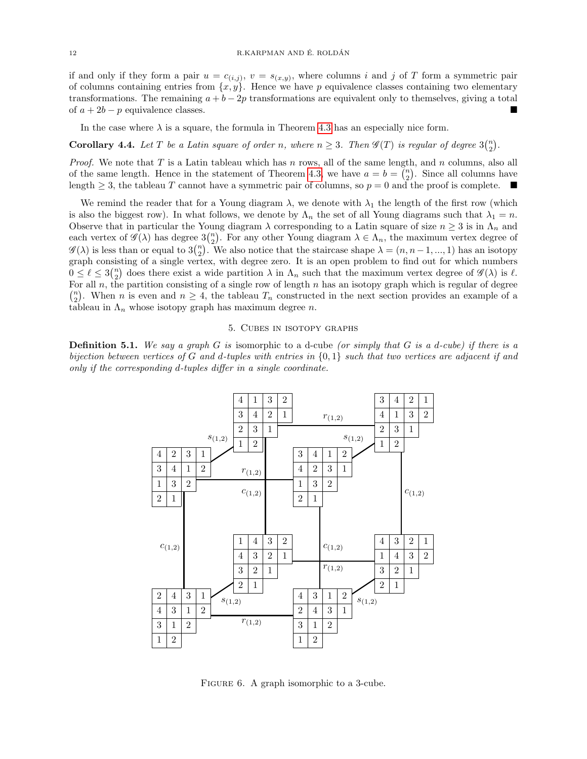if and only if they form a pair $u = c_{(i,j)}$, $v = s_{(x,y)}$, where columns $i$ and $j$ of $T$ form a symmetric pair of columns containing entries from $\{x, y\}$. Hence we have $p$ equivalence classes containing two elementary transformations. The remaining $a + b - 2p$ transformations are equivalent only to themselves, giving a total of $a + 2b - p$ equivalence classes. ■

In the case where $\lambda$ is a square, the formula in Theorem 4.3 has an especially nice form.

**Corollary 4.4.** *Let $T$ be a Latin square of order $n$, where $n \geq 3$. Then $\mathscr{G}(T)$ is regular of degree $3\binom{n}{2}$.*

*Proof.* We note that $T$ is a Latin tableau which has $n$ rows, all of the same length, and $n$ columns, also all of the same length. Hence in the statement of Theorem 4.3, we have $a = b = \binom{n}{2}$. Since all columns have length $\geq 3$, the tableau $T$ cannot have a symmetric pair of columns, so $p = 0$ and the proof is complete. ■

We remind the reader that for a Young diagram $\lambda$, we denote with $\lambda_1$ the length of the first row (which is also the biggest row). In what follows, we denote by $\Lambda_n$ the set of all Young diagrams such that $\lambda_1 = n$. Observe that in particular the Young diagram $\lambda$ corresponding to a Latin square of size $n \geq 3$ is in $\Lambda_n$ and each vertex of $\mathscr{G}(\lambda)$ has degree $3\binom{n}{2}$. For any other Young diagram $\lambda \in \Lambda_n$, the maximum vertex degree of $\mathscr{G}(\lambda)$ is less than or equal to $3\binom{n}{2}$. We also notice that the staircase shape $\lambda = (n, n-1, ..., 1)$ has an isotopy graph consisting of a single vertex, with degree zero. It is an open problem to find out for which numbers $0 \leq \ell \leq 3\binom{n}{2}$ does there exist a wide partition $\lambda$ in $\Lambda_n$ such that the maximum vertex degree of $\mathscr{G}(\lambda)$ is $\ell$. For all $n$, the partition consisting of a single row of length $n$ has an isotopy graph which is regular of degree $\binom{n}{2}$. When $n$ is even and $n \geq 4$, the tableau $T_n$ constructed in the next section provides an example of a tableau in $\Lambda_n$ whose isotopy graph has maximum degree $n$.

## 5. Cubes in isotopy graphs

**Definition 5.1.** *We say a graph $G$ is* isomorphic to a d-cube *(or simply that $G$ is a d-cube) if there is a bijection between vertices of $G$ and d-tuples with entries in $\{0, 1\}$ such that two vertices are adjacent if and only if the corresponding d-tuples differ in a single coordinate.*

Figure 6. A graph isomorphic to a 3-cube.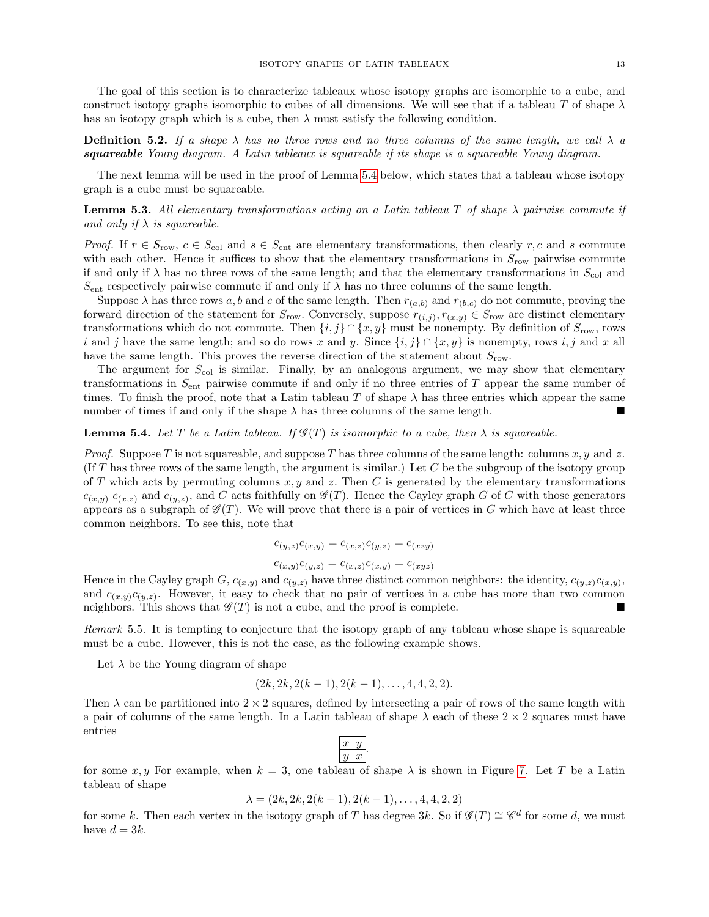The goal of this section is to characterize tableaux whose isotopy graphs are isomorphic to a cube, and construct isotopy graphs isomorphic to cubes of all dimensions. We will see that if a tableau $T$ of shape $\lambda$ has an isotopy graph which is a cube, then $\lambda$ must satisfy the following condition.

**Definition 5.2.** *If a shape $\lambda$ has no three rows and no three columns of the same length, we call $\lambda$ a* ***squareable*** *Young diagram. A Latin tableaux is squareable if its shape is a squareable Young diagram.*

The next lemma will be used in the proof of Lemma 5.4 below, which states that a tableau whose isotopy graph is a cube must be squareable.

**Lemma 5.3.** *All elementary transformations acting on a Latin tableau $T$ of shape $\lambda$ pairwise commute if and only if $\lambda$ is squareable.*

*Proof.* If $r \in S_{\text{row}}$, $c \in S_{\text{col}}$ and $s \in S_{\text{ent}}$ are elementary transformations, then clearly $r, c$ and $s$ commute with each other. Hence it suffices to show that the elementary transformations in $S_{\text{row}}$ pairwise commute if and only if $\lambda$ has no three rows of the same length; and that the elementary transformations in $S_{\text{col}}$ and $S_{\text{ent}}$ respectively pairwise commute if and only if $\lambda$ has no three columns of the same length.

Suppose $\lambda$ has three rows $a, b$ and $c$ of the same length. Then $r_{(a,b)}$ and $r_{(b,c)}$ do not commute, proving the forward direction of the statement for $S_{\text{row}}$. Conversely, suppose $r_{(i,j)}, r_{(x,y)} \in S_{\text{row}}$ are distinct elementary transformations which do not commute. Then $\{i, j\} \cap \{x, y\}$ must be nonempty. By definition of $S_{\text{row}}$, rows $i$ and $j$ have the same length; and so do rows $x$ and $y$. Since $\{i, j\} \cap \{x, y\}$ is nonempty, rows $i, j$ and $x$ all have the same length. This proves the reverse direction of the statement about $S_{\text{row}}$.

The argument for $S_{\text{col}}$ is similar. Finally, by an analogous argument, we may show that elementary transformations in $S_{\text{ent}}$ pairwise commute if and only if no three entries of $T$ appear the same number of times. To finish the proof, note that a Latin tableau $T$ of shape $\lambda$ has three entries which appear the same number of times if and only if the shape $\lambda$ has three columns of the same length. ∎

**Lemma 5.4.** *Let $T$ be a Latin tableau. If $\mathscr{G}(T)$ is isomorphic to a cube, then $\lambda$ is squareable.*

*Proof.* Suppose $T$ is not squareable, and suppose $T$ has three columns of the same length: columns $x, y$ and $z$. (If $T$ has three rows of the same length, the argument is similar.) Let $C$ be the subgroup of the isotopy group of $T$ which acts by permuting columns $x, y$ and $z$. Then $C$ is generated by the elementary transformations $c_{(x,y)}$ $c_{(x,z)}$ and $c_{(y,z)}$, and $C$ acts faithfully on $\mathscr{G}(T)$. Hence the Cayley graph $G$ of $C$ with those generators appears as a subgraph of $\mathscr{G}(T)$. We will prove that there is a pair of vertices in $G$ which have at least three common neighbors. To see this, note that

$$c_{(y,z)}c_{(x,y)} = c_{(x,z)}c_{(y,z)} = c_{(xzy)}$$

$$c_{(x,y)}c_{(y,z)} = c_{(x,z)}c_{(x,y)} = c_{(xyz)}$$

Hence in the Cayley graph $G$, $c_{(x,y)}$ and $c_{(y,z)}$ have three distinct common neighbors: the identity, $c_{(y,z)}c_{(x,y)}$, and $c_{(x,y)}c_{(y,z)}$. However, it easy to check that no pair of vertices in a cube has more than two common neighbors. This shows that $\mathscr{G}(T)$ is not a cube, and the proof is complete. ∎

*Remark* 5.5. It is tempting to conjecture that the isotopy graph of any tableau whose shape is squareable must be a cube. However, this is not the case, as the following example shows.

Let $\lambda$ be the Young diagram of shape

$$(2k, 2k, 2(k-1), 2(k-1), \ldots, 4, 4, 2, 2).$$

Then $\lambda$ can be partitioned into $2 \times 2$ squares, defined by intersecting a pair of rows of the same length with a pair of columns of the same length. In a Latin tableau of shape $\lambda$ each of these $2 \times 2$ squares must have entries

| $x$ | $y$ |
|---|---|
| $y$ | $x$ |

for some $x, y$ For example, when $k = 3$, one tableau of shape $\lambda$ is shown in Figure 7. Let $T$ be a Latin tableau of shape

$$\lambda = (2k, 2k, 2(k-1), 2(k-1), \ldots, 4, 4, 2, 2)$$

for some $k$. Then each vertex in the isotopy graph of $T$ has degree $3k$. So if $\mathscr{G}(T) \cong \mathscr{C}^d$ for some $d$, we must have $d = 3k$.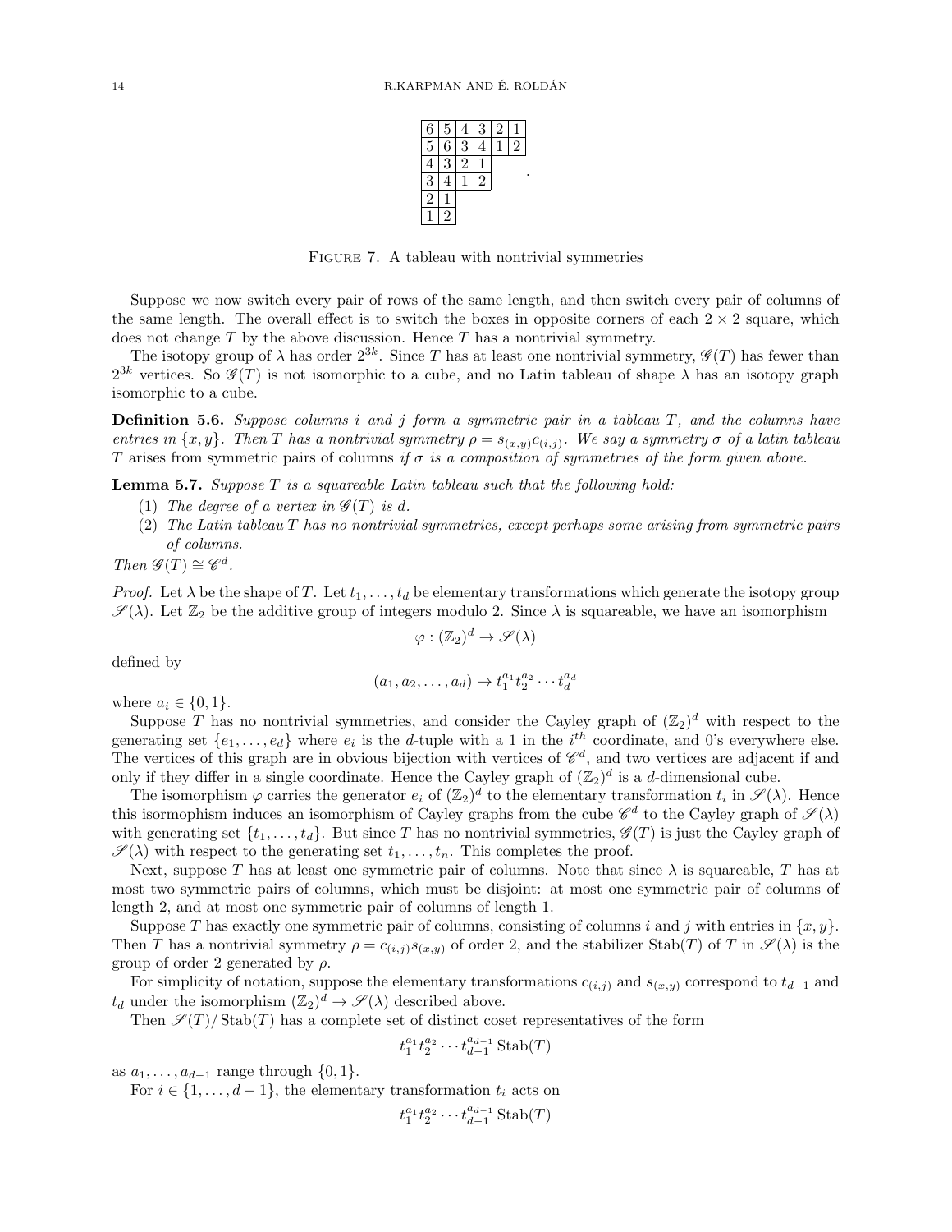| 6 | 5 | 4 | 3 | 2 | 1 |
|---|---|---|---|---|---|
| 5 | 6 | 3 | 4 | 1 | 2 |
| 4 | 3 | 2 | 1 | | |
| 3 | 4 | 1 | 2 | | |
| 2 | 1 | | | | |
| 1 | 2 | | | | |

.

Figure 7. A tableau with nontrivial symmetries

Suppose we now switch every pair of rows of the same length, and then switch every pair of columns of the same length. The overall effect is to switch the boxes in opposite corners of each $2 \times 2$ square, which does not change $T$ by the above discussion. Hence $T$ has a nontrivial symmetry.

The isotopy group of $\lambda$ has order $2^{3k}$. Since $T$ has at least one nontrivial symmetry, $\mathscr{G}(T)$ has fewer than $2^{3k}$ vertices. So $\mathscr{G}(T)$ is not isomorphic to a cube, and no Latin tableau of shape $\lambda$ has an isotopy graph isomorphic to a cube.

**Definition 5.6.** *Suppose columns $i$ and $j$ form a symmetric pair in a tableau $T$, and the columns have entries in $\{x, y\}$. Then $T$ has a nontrivial symmetry $\rho = s_{(x,y)}c_{(i,j)}$. We say a symmetry $\sigma$ of a latin tableau $T$ arises from symmetric pairs of columns if $\sigma$ is a composition of symmetries of the form given above.*

**Lemma 5.7.** *Suppose $T$ is a squareable Latin tableau such that the following hold:*

1. *The degree of a vertex in $\mathscr{G}(T)$ is $d$.*
2. *The Latin tableau $T$ has no nontrivial symmetries, except perhaps some arising from symmetric pairs of columns.*

*Then $\mathscr{G}(T) \cong \mathscr{C}^d$.*

*Proof.* Let $\lambda$ be the shape of $T$. Let $t_1, \ldots, t_d$ be elementary transformations which generate the isotopy group $\mathscr{S}(\lambda)$. Let $\mathbb{Z}_2$ be the additive group of integers modulo 2. Since $\lambda$ is squareable, we have an isomorphism

$$\varphi : (\mathbb{Z}_2)^d \to \mathscr{S}(\lambda)$$

defined by

$$(a_1, a_2, \ldots, a_d) \mapsto t_1^{a_1} t_2^{a_2} \cdots t_d^{a_d}$$

where $a_i \in \{0, 1\}$.

Suppose $T$ has no nontrivial symmetries, and consider the Cayley graph of $(\mathbb{Z}_2)^d$ with respect to the generating set $\{e_1, \ldots, e_d\}$ where $e_i$ is the $d$-tuple with a 1 in the $i^{th}$ coordinate, and 0's everywhere else. The vertices of this graph are in obvious bijection with vertices of $\mathscr{C}^d$, and two vertices are adjacent if and only if they differ in a single coordinate. Hence the Cayley graph of $(\mathbb{Z}_2)^d$ is a $d$-dimensional cube.

The isomorphism $\varphi$ carries the generator $e_i$ of $(\mathbb{Z}_2)^d$ to the elementary transformation $t_i$ in $\mathscr{S}(\lambda)$. Hence this isormophism induces an isomorphism of Cayley graphs from the cube $\mathscr{C}^d$ to the Cayley graph of $\mathscr{S}(\lambda)$ with generating set $\{t_1, \ldots, t_d\}$. But since $T$ has no nontrivial symmetries, $\mathscr{G}(T)$ is just the Cayley graph of $\mathscr{S}(\lambda)$ with respect to the generating set $t_1, \ldots, t_n$. This completes the proof.

Next, suppose $T$ has at least one symmetric pair of columns. Note that since $\lambda$ is squareable, $T$ has at most two symmetric pairs of columns, which must be disjoint: at most one symmetric pair of columns of length 2, and at most one symmetric pair of columns of length 1.

Suppose $T$ has exactly one symmetric pair of columns, consisting of columns $i$ and $j$ with entries in $\{x, y\}$. Then $T$ has a nontrivial symmetry $\rho = c_{(i,j)}s_{(x,y)}$ of order 2, and the stabilizer $\mathrm{Stab}(T)$ of $T$ in $\mathscr{S}(\lambda)$ is the group of order 2 generated by $\rho$.

For simplicity of notation, suppose the elementary transformations $c_{(i,j)}$ and $s_{(x,y)}$ correspond to $t_{d-1}$ and $t_d$ under the isomorphism $(\mathbb{Z}_2)^d \to \mathscr{S}(\lambda)$ described above.

Then $\mathscr{S}(T)/\,\mathrm{Stab}(T)$ has a complete set of distinct coset representatives of the form

$$t_1^{a_1} t_2^{a_2} \cdots t_{d-1}^{a_{d-1}} \,\mathrm{Stab}(T)$$

as $a_1, \ldots, a_{d-1}$ range through $\{0, 1\}$.

For $i \in \{1, \ldots, d-1\}$, the elementary transformation $t_i$ acts on

$$t_1^{a_1} t_2^{a_2} \cdots t_{d-1}^{a_{d-1}} \,\mathrm{Stab}(T)$$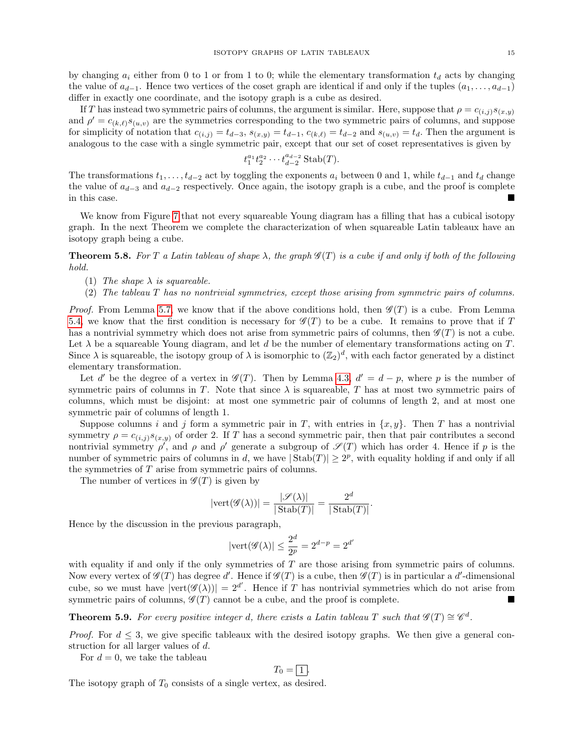by changing $a_i$ either from 0 to 1 or from 1 to 0; while the elementary transformation $t_d$ acts by changing the value of $a_{d-1}$. Hence two vertices of the coset graph are identical if and only if the tuples $(a_1, \ldots, a_{d-1})$ differ in exactly one coordinate, and the isotopy graph is a cube as desired.

If $T$ has instead two symmetric pairs of columns, the argument is similar. Here, suppose that $\rho = c_{(i,j)}s_{(x,y)}$ and $\rho' = c_{(k,\ell)}s_{(u,v)}$ are the symmetries corresponding to the two symmetric pairs of columns, and suppose for simplicity of notation that $c_{(i,j)} = t_{d-3}$, $s_{(x,y)} = t_{d-1}$, $c_{(k,\ell)} = t_{d-2}$ and $s_{(u,v)} = t_d$. Then the argument is analogous to the case with a single symmetric pair, except that our set of coset representatives is given by

$$t_1^{a_1} t_2^{a_2} \cdots t_{d-2}^{a_{d-2}} \operatorname{Stab}(T).$$

The transformations $t_1, \ldots, t_{d-2}$ act by toggling the exponents $a_i$ between 0 and 1, while $t_{d-1}$ and $t_d$ change the value of $a_{d-3}$ and $a_{d-2}$ respectively. Once again, the isotopy graph is a cube, and the proof is complete in this case. ∎

We know from Figure 7 that not every squareable Young diagram has a filling that has a cubical isotopy graph. In the next Theorem we complete the characterization of when squareable Latin tableaux have an isotopy graph being a cube.

**Theorem 5.8.** *For $T$ a Latin tableau of shape $\lambda$, the graph $\mathscr{G}(T)$ is a cube if and only if both of the following hold.*

1. *The shape $\lambda$ is squareable.*
2. *The tableau $T$ has no nontrivial symmetries, except those arising from symmetric pairs of columns.*

*Proof.* From Lemma 5.7, we know that if the above conditions hold, then $\mathscr{G}(T)$ is a cube. From Lemma 5.4, we know that the first condition is necessary for $\mathscr{G}(T)$ to be a cube. It remains to prove that if $T$ has a nontrivial symmetry which does not arise from symmetric pairs of columns, then $\mathscr{G}(T)$ is not a cube. Let $\lambda$ be a squareable Young diagram, and let $d$ be the number of elementary transformations acting on $T$. Since $\lambda$ is squareable, the isotopy group of $\lambda$ is isomorphic to $(\mathbb{Z}_2)^d$, with each factor generated by a distinct elementary transformation.

Let $d'$ be the degree of a vertex in $\mathscr{G}(T)$. Then by Lemma 4.3, $d' = d - p$, where $p$ is the number of symmetric pairs of columns in $T$. Note that since $\lambda$ is squareable, $T$ has at most two symmetric pairs of columns, which must be disjoint: at most one symmetric pair of columns of length 2, and at most one symmetric pair of columns of length 1.

Suppose columns $i$ and $j$ form a symmetric pair in $T$, with entries in $\{x, y\}$. Then $T$ has a nontrivial symmetry $\rho = c_{(i,j)}s_{(x,y)}$ of order 2. If $T$ has a second symmetric pair, then that pair contributes a second nontrivial symmetry $\rho'$, and $\rho$ and $\rho'$ generate a subgroup of $\mathscr{S}(T)$ which has order 4. Hence if $p$ is the number of symmetric pairs of columns in $d$, we have $|\operatorname{Stab}(T)| \geq 2^p$, with equality holding if and only if all the symmetries of $T$ arise from symmetric pairs of columns.

The number of vertices in $\mathscr{G}(T)$ is given by

$$|\operatorname{vert}(\mathscr{G}(\lambda))| = \frac{|\mathscr{S}(\lambda)|}{|\operatorname{Stab}(T)|} = \frac{2^d}{|\operatorname{Stab}(T)|}.$$

Hence by the discussion in the previous paragraph,

$$|\operatorname{vert}(\mathscr{G}(\lambda)| \leq \frac{2^d}{2^p} = 2^{d-p} = 2^{d'}$$

with equality if and only if the only symmetries of $T$ are those arising from symmetric pairs of columns. Now every vertex of $\mathscr{G}(T)$ has degree $d'$. Hence if $\mathscr{G}(T)$ is a cube, then $\mathscr{G}(T)$ is in particular a $d'$-dimensional cube, so we must have $|\operatorname{vert}(\mathscr{G}(\lambda))| = 2^{d'}$. Hence if $T$ has nontrivial symmetries which do not arise from symmetric pairs of columns, $\mathscr{G}(T)$ cannot be a cube, and the proof is complete. ∎

**Theorem 5.9.** *For every positive integer $d$, there exists a Latin tableau $T$ such that $\mathscr{G}(T) \cong \mathscr{C}^d$.*

*Proof.* For $d \leq 3$, we give specific tableaux with the desired isotopy graphs. We then give a general construction for all larger values of $d$.

For $d = 0$, we take the tableau

$$T_0 = \boxed{1}.$$

The isotopy graph of $T_0$ consists of a single vertex, as desired.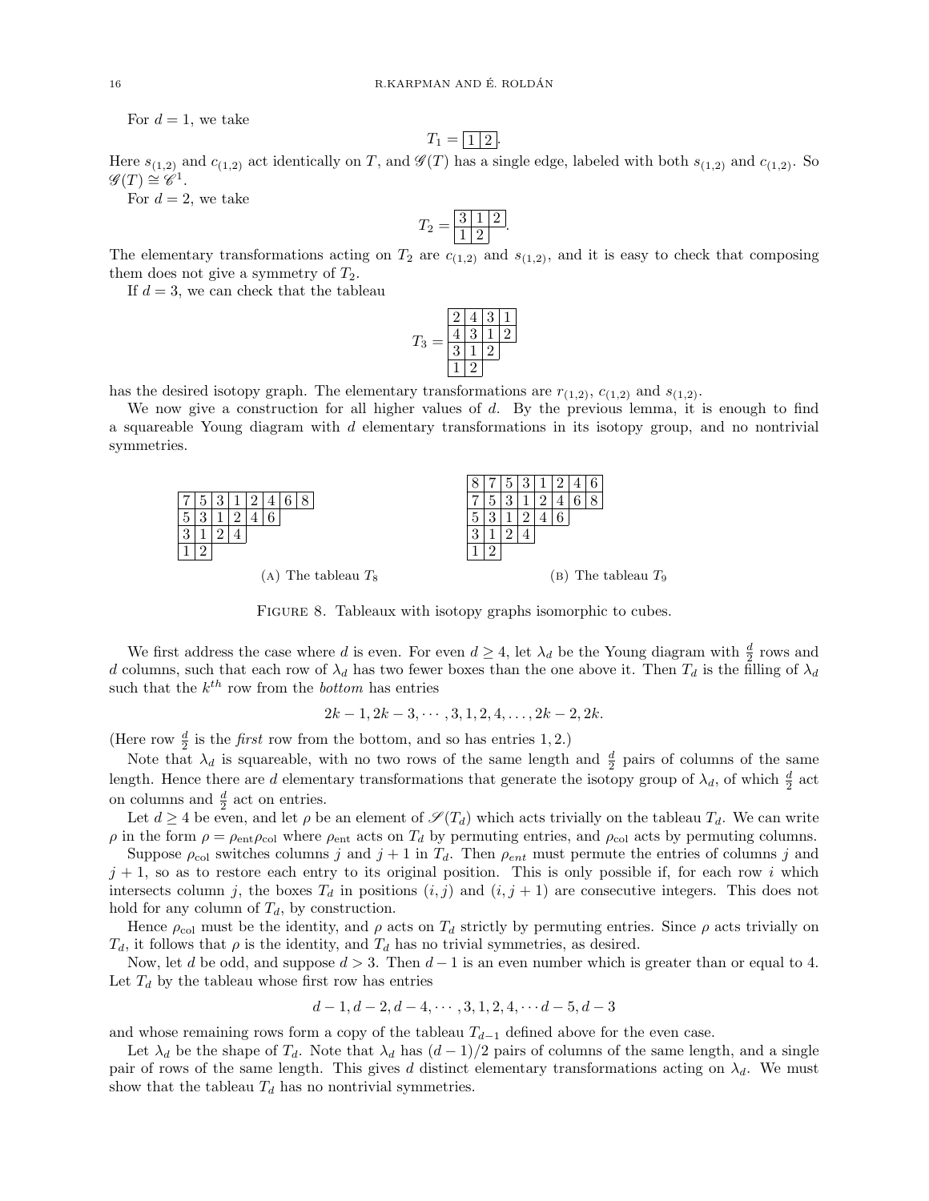For $d = 1$, we take

$$T_1 = \begin{array}{|c|c|}\hline 1 & 2 \\ \hline\end{array}.$$

Here $s_{(1,2)}$ and $c_{(1,2)}$ act identically on $T$, and $\mathscr{G}(T)$ has a single edge, labeled with both $s_{(1,2)}$ and $c_{(1,2)}$. So $\mathscr{G}(T) \cong \mathscr{C}^1$.

For $d = 2$, we take

$$T_2 = \begin{array}{|c|c|c|}\hline 3 & 1 & 2 \\ \hline 1 & 2 \\ \cline{1-2}\end{array}.$$

The elementary transformations acting on $T_2$ are $c_{(1,2)}$ and $s_{(1,2)}$, and it is easy to check that composing them does not give a symmetry of $T_2$.

If $d = 3$, we can check that the tableau

$$T_3 = \begin{array}{|c|c|c|c|}\hline 2 & 4 & 3 & 1 \\ \hline 4 & 3 & 1 & 2 \\ \hline 3 & 1 & 2 \\ \cline{1-3} 1 & 2 \\ \cline{1-2}\end{array}$$

has the desired isotopy graph. The elementary transformations are $r_{(1,2)}$, $c_{(1,2)}$ and $s_{(1,2)}$.

We now give a construction for all higher values of $d$. By the previous lemma, it is enough to find a squareable Young diagram with $d$ elementary transformations in its isotopy group, and no nontrivial symmetries.

$$\begin{array}{|c|c|c|c|c|c|c|c|}\hline 7 & 5 & 3 & 1 & 2 & 4 & 6 & 8 \\ \hline 5 & 3 & 1 & 2 & 4 & 6 \\ \cline{1-6} 3 & 1 & 2 & 4 \\ \cline{1-4} 1 & 2 \\ \cline{1-2}\end{array}$$

(A) The tableau $T_8$

$$\begin{array}{|c|c|c|c|c|c|c|c|}\hline 8 & 7 & 5 & 3 & 1 & 2 & 4 & 6 \\ \hline 7 & 5 & 3 & 1 & 2 & 4 & 6 & 8 \\ \hline 5 & 3 & 1 & 2 & 4 & 6 \\ \cline{1-6} 3 & 1 & 2 & 4 \\ \cline{1-4} 1 & 2 \\ \cline{1-2}\end{array}$$

(B) The tableau $T_9$

Figure 8. Tableaux with isotopy graphs isomorphic to cubes.

We first address the case where $d$ is even. For even $d \geq 4$, let $\lambda_d$ be the Young diagram with $\frac{d}{2}$ rows and $d$ columns, such that each row of $\lambda_d$ has two fewer boxes than the one above it. Then $T_d$ is the filling of $\lambda_d$ such that the $k^{th}$ row from the *bottom* has entries

$$2k-1, 2k-3, \cdots, 3, 1, 2, 4, \ldots, 2k-2, 2k.$$

(Here row $\frac{d}{2}$ is the *first* row from the bottom, and so has entries $1, 2$.)

Note that $\lambda_d$ is squareable, with no two rows of the same length and $\frac{d}{2}$ pairs of columns of the same length. Hence there are $d$ elementary transformations that generate the isotopy group of $\lambda_d$, of which $\frac{d}{2}$ act on columns and $\frac{d}{2}$ act on entries.

Let $d \geq 4$ be even, and let $\rho$ be an element of $\mathscr{S}(T_d)$ which acts trivially on the tableau $T_d$. We can write $\rho$ in the form $\rho = \rho_{\text{ent}}\rho_{\text{col}}$ where $\rho_{\text{ent}}$ acts on $T_d$ by permuting entries, and $\rho_{\text{col}}$ acts by permuting columns.

Suppose $\rho_{\text{col}}$ switches columns $j$ and $j+1$ in $T_d$. Then $\rho_{ent}$ must permute the entries of columns $j$ and $j+1$, so as to restore each entry to its original position. This is only possible if, for each row $i$ which intersects column $j$, the boxes $T_d$ in positions $(i, j)$ and $(i, j+1)$ are consecutive integers. This does not hold for any column of $T_d$, by construction.

Hence $\rho_{\text{col}}$ must be the identity, and $\rho$ acts on $T_d$ strictly by permuting entries. Since $\rho$ acts trivially on $T_d$, it follows that $\rho$ is the identity, and $T_d$ has no trivial symmetries, as desired.

Now, let $d$ be odd, and suppose $d > 3$. Then $d-1$ is an even number which is greater than or equal to 4. Let $T_d$ by the tableau whose first row has entries

$$d-1, d-2, d-4, \cdots, 3, 1, 2, 4, \cdots d-5, d-3$$

and whose remaining rows form a copy of the tableau $T_{d-1}$ defined above for the even case.

Let $\lambda_d$ be the shape of $T_d$. Note that $\lambda_d$ has $(d-1)/2$ pairs of columns of the same length, and a single pair of rows of the same length. This gives $d$ distinct elementary transformations acting on $\lambda_d$. We must show that the tableau $T_d$ has no nontrivial symmetries.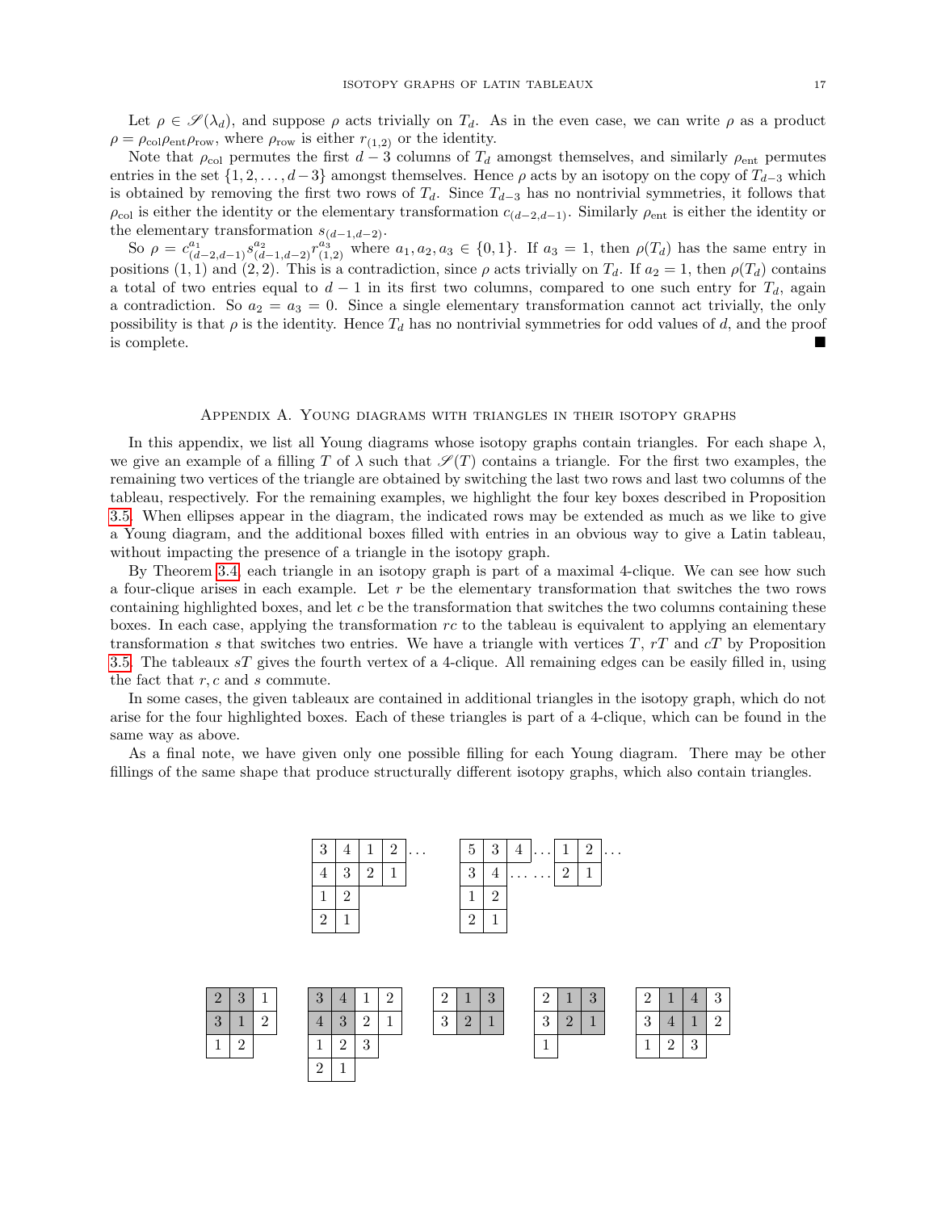Let $\rho \in \mathscr{S}(\lambda_d)$, and suppose $\rho$ acts trivially on $T_d$. As in the even case, we can write $\rho$ as a product $\rho = \rho_{\text{col}}\rho_{\text{ent}}\rho_{\text{row}}$, where $\rho_{\text{row}}$ is either $r_{(1,2)}$ or the identity.

Note that $\rho_{\text{col}}$ permutes the first $d-3$ columns of $T_d$ amongst themselves, and similarly $\rho_{\text{ent}}$ permutes entries in the set $\{1, 2, \ldots, d-3\}$ amongst themselves. Hence $\rho$ acts by an isotopy on the copy of $T_{d-3}$ which is obtained by removing the first two rows of $T_d$. Since $T_{d-3}$ has no nontrivial symmetries, it follows that $\rho_{\text{col}}$ is either the identity or the elementary transformation $c_{(d-2,d-1)}$. Similarly $\rho_{\text{ent}}$ is either the identity or the elementary transformation $s_{(d-1,d-2)}$.

So $\rho = c_{(d-2,d-1)}^{a_1} s_{(d-1,d-2)}^{a_2} r_{(1,2)}^{a_3}$ where $a_1, a_2, a_3 \in \{0, 1\}$. If $a_3 = 1$, then $\rho(T_d)$ has the same entry in positions $(1,1)$ and $(2,2)$. This is a contradiction, since $\rho$ acts trivially on $T_d$. If $a_2 = 1$, then $\rho(T_d)$ contains a total of two entries equal to $d-1$ in its first two columns, compared to one such entry for $T_d$, again a contradiction. So $a_2 = a_3 = 0$. Since a single elementary transformation cannot act trivially, the only possibility is that $\rho$ is the identity. Hence $T_d$ has no nontrivial symmetries for odd values of $d$, and the proof is complete. ∎

## Appendix A. Young diagrams with triangles in their isotopy graphs

In this appendix, we list all Young diagrams whose isotopy graphs contain triangles. For each shape $\lambda$, we give an example of a filling $T$ of $\lambda$ such that $\mathscr{S}(T)$ contains a triangle. For the first two examples, the remaining two vertices of the triangle are obtained by switching the last two rows and last two columns of the tableau, respectively. For the remaining examples, we highlight the four key boxes described in Proposition 3.5. When ellipses appear in the diagram, the indicated rows may be extended as much as we like to give a Young diagram, and the additional boxes filled with entries in an obvious way to give a Latin tableau, without impacting the presence of a triangle in the isotopy graph.

By Theorem 3.4, each triangle in an isotopy graph is part of a maximal 4-clique. We can see how such a four-clique arises in each example. Let $r$ be the elementary transformation that switches the two rows containing highlighted boxes, and let $c$ be the transformation that switches the two columns containing these boxes. In each case, applying the transformation $rc$ to the tableau is equivalent to applying an elementary transformation $s$ that switches two entries. We have a triangle with vertices $T$, $rT$ and $cT$ by Proposition 3.5. The tableaux $sT$ gives the fourth vertex of a 4-clique. All remaining edges can be easily filled in, using the fact that $r, c$ and $s$ commute.

In some cases, the given tableaux are contained in additional triangles in the isotopy graph, which do not arise for the four highlighted boxes. Each of these triangles is part of a 4-clique, which can be found in the same way as above.

As a final note, we have given only one possible filling for each Young diagram. There may be other fillings of the same shape that produce structurally different isotopy graphs, which also contain triangles.

```
3 4 1 2 ...        5 3 4 ... 1 2 ...
4 3 2 1            3 4 ......  2 1
1 2                1 2
2 1                2 1
```

```
[2][3] 1    [3][4] 1 2    2 [1][3]    2 [1][3]    2 [1][4] 3
[3][1] 2    [4][3] 2 1    3 [2][1]    3 [2][1]    3 [4][1] 2
 1  2        1  2  3                  1           1  2  3
             2  1
```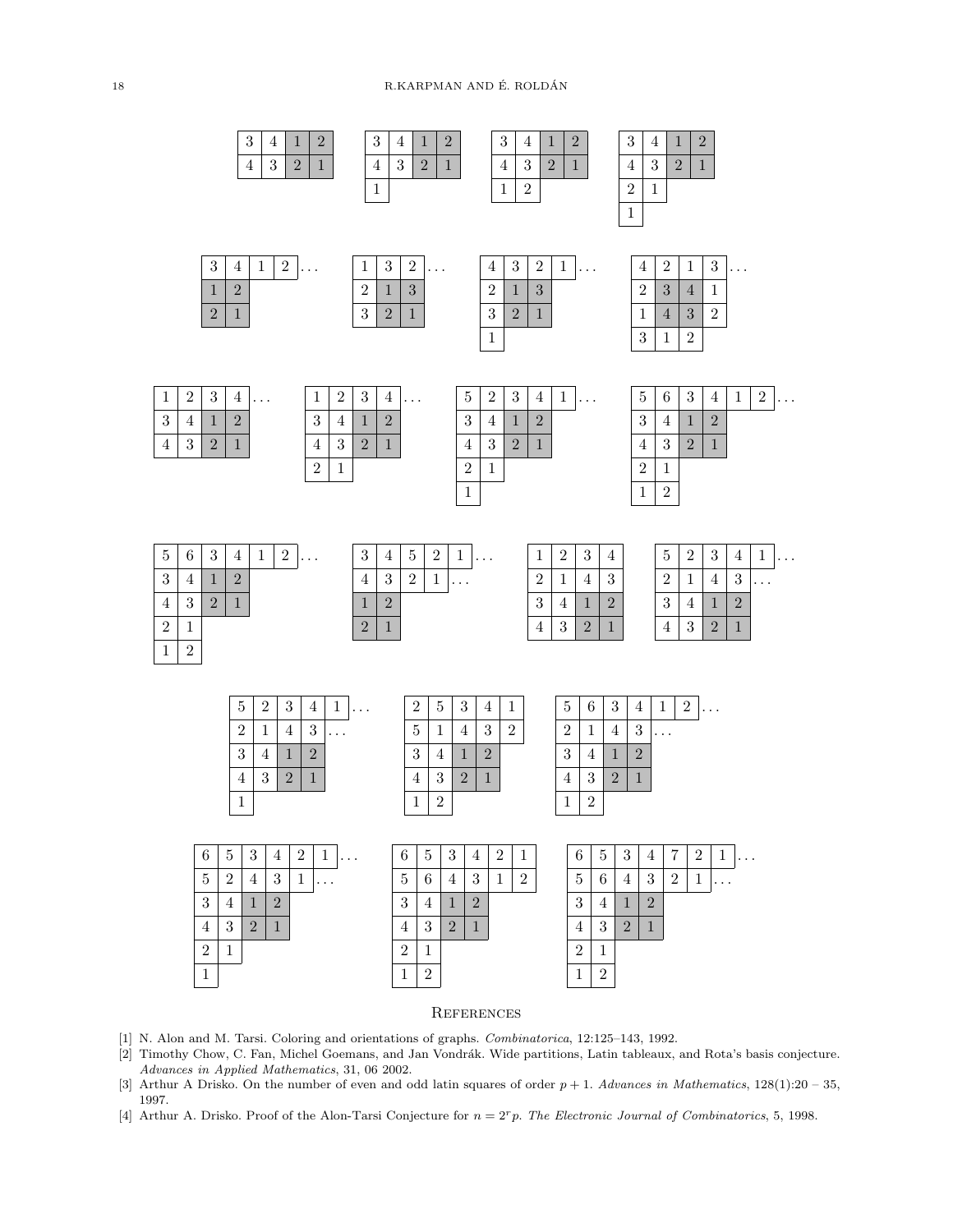| 3 | 4 | 1 | 2 |
|---|---|---|---|
| 4 | 3 | 2 | 1 |

| 3 | 4 | 1 | 2 |
|---|---|---|---|
| 4 | 3 | 2 | 1 |
| 1 | | | |

| 3 | 4 | 1 | 2 |
|---|---|---|---|
| 4 | 3 | 2 | 1 |
| 1 | 2 | | |

| 3 | 4 | 1 | 2 |
|---|---|---|---|
| 4 | 3 | 2 | 1 |
| 2 | 1 | | |
| 1 | | | |

| 3 | 4 | 1 | 2 | ... |
|---|---|---|---|---|
| 1 | 2 | | | |
| 2 | 1 | | | |

| 1 | 3 | 2 | ... |
|---|---|---|---|
| 2 | 1 | 3 | |
| 3 | 2 | 1 | |

| 4 | 3 | 2 | 1 | ... |
|---|---|---|---|---|
| 2 | 1 | 3 | | |
| 3 | 2 | 1 | | |
| 1 | | | | |

| 4 | 2 | 1 | 3 | ... |
|---|---|---|---|---|
| 2 | 3 | 4 | 1 | |
| 1 | 4 | 3 | 2 | |
| 3 | 1 | 2 | | |

| 1 | 2 | 3 | 4 | ... |
|---|---|---|---|---|
| 3 | 4 | 1 | 2 | |
| 4 | 3 | 2 | 1 | |

| 1 | 2 | 3 | 4 | ... |
|---|---|---|---|---|
| 3 | 4 | 1 | 2 | |
| 4 | 3 | 2 | 1 | |
| 2 | 1 | | | |

| 5 | 2 | 3 | 4 | 1 | ... |
|---|---|---|---|---|---|
| 3 | 4 | 1 | 2 | | |
| 4 | 3 | 2 | 1 | | |
| 2 | 1 | | | | |
| 1 | | | | | |

| 5 | 6 | 3 | 4 | 1 | 2 | ... |
|---|---|---|---|---|---|---|
| 3 | 4 | 1 | 2 | | | |
| 4 | 3 | 2 | 1 | | | |
| 2 | 1 | | | | | |
| 1 | 2 | | | | | |

| 5 | 6 | 3 | 4 | 1 | 2 | ... |
|---|---|---|---|---|---|---|
| 3 | 4 | 1 | 2 | | | |
| 4 | 3 | 2 | 1 | | | |
| 2 | 1 | | | | | |
| 1 | 2 | | | | | |

| 3 | 4 | 5 | 2 | 1 | ... |
|---|---|---|---|---|---|
| 4 | 3 | 2 | 1 | ... | |
| 1 | 2 | | | | |
| 2 | 1 | | | | |

| 1 | 2 | 3 | 4 |
|---|---|---|---|
| 2 | 1 | 4 | 3 |
| 3 | 4 | 1 | 2 |
| 4 | 3 | 2 | 1 |

| 5 | 2 | 3 | 4 | 1 | ... |
|---|---|---|---|---|---|
| 2 | 1 | 4 | 3 | ... | |
| 3 | 4 | 1 | 2 | | |
| 4 | 3 | 2 | 1 | | |

| 5 | 2 | 3 | 4 | 1 | ... |
|---|---|---|---|---|---|
| 2 | 1 | 4 | 3 | ... | |
| 3 | 4 | 1 | 2 | | |
| 4 | 3 | 2 | 1 | | |
| 1 | | | | | |

| 2 | 5 | 3 | 4 | 1 |
|---|---|---|---|---|
| 5 | 1 | 4 | 3 | 2 |
| 3 | 4 | 1 | 2 | |
| 4 | 3 | 2 | 1 | |
| 1 | 2 | | | |

| 5 | 6 | 3 | 4 | 1 | 2 | ... |
|---|---|---|---|---|---|---|
| 2 | 1 | 4 | 3 | ... | | |
| 3 | 4 | 1 | 2 | | | |
| 4 | 3 | 2 | 1 | | | |
| 1 | 2 | | | | | |

| 6 | 5 | 3 | 4 | 2 | 1 | ... |
|---|---|---|---|---|---|---|
| 5 | 2 | 4 | 3 | 1 | ... | |
| 3 | 4 | 1 | 2 | | | |
| 4 | 3 | 2 | 1 | | | |
| 2 | 1 | | | | | |
| 1 | | | | | | |

| 6 | 5 | 3 | 4 | 2 | 1 |
|---|---|---|---|---|---|
| 5 | 6 | 4 | 3 | 1 | 2 |
| 3 | 4 | 1 | 2 | | |
| 4 | 3 | 2 | 1 | | |
| 2 | 1 | | | | |
| 1 | 2 | | | | |

| 6 | 5 | 3 | 4 | 7 | 2 | 1 | ... |
|---|---|---|---|---|---|---|---|
| 5 | 6 | 4 | 3 | 2 | 1 | ... | |
| 3 | 4 | 1 | 2 | | | | |
| 4 | 3 | 2 | 1 | | | | |
| 2 | 1 | | | | | | |
| 1 | 2 | | | | | | |

## References

[1] N. Alon and M. Tarsi. Coloring and orientations of graphs. *Combinatorica*, 12:125–143, 1992.

[2] Timothy Chow, C. Fan, Michel Goemans, and Jan Vondrák. Wide partitions, Latin tableaux, and Rota's basis conjecture. *Advances in Applied Mathematics*, 31, 06 2002.

[3] Arthur A Drisko. On the number of even and odd latin squares of order $p+1$. *Advances in Mathematics*, 128(1):20 – 35, 1997.

[4] Arthur A. Drisko. Proof of the Alon-Tarsi Conjecture for $n = 2^r p$. *The Electronic Journal of Combinatorics*, 5, 1998.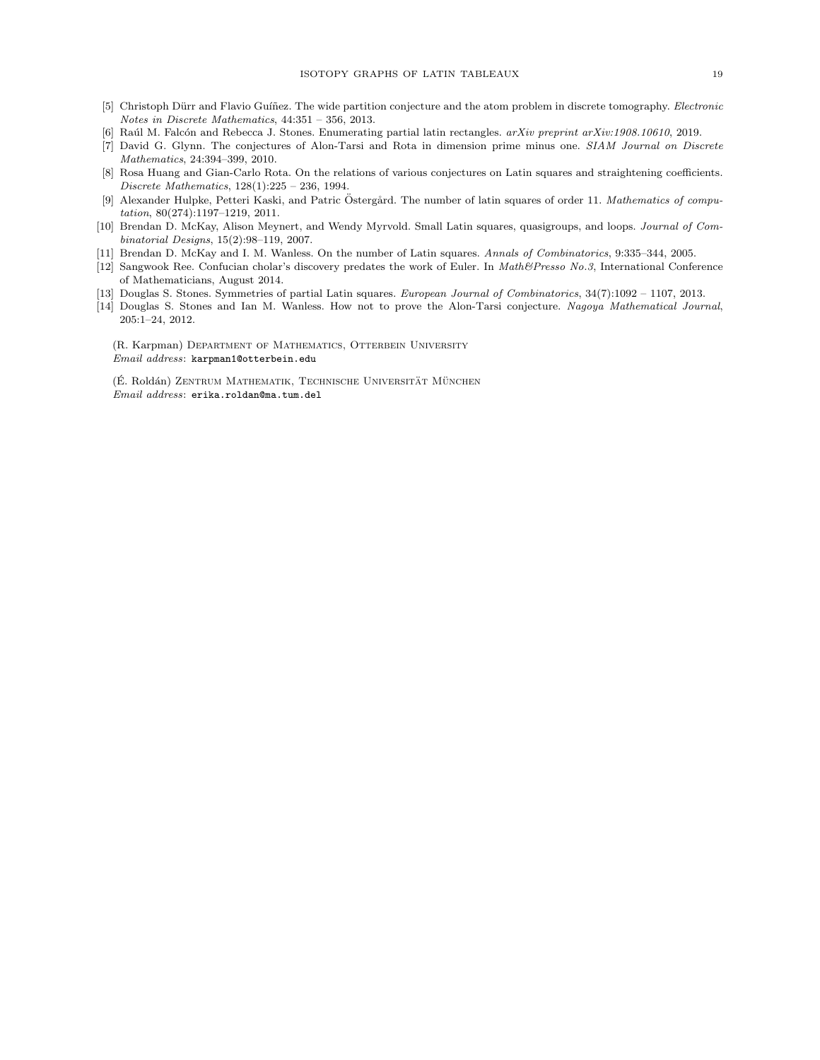[5] Christoph Dürr and Flavio Guíñez. The wide partition conjecture and the atom problem in discrete tomography. *Electronic Notes in Discrete Mathematics*, 44:351 – 356, 2013.

[6] Raúl M. Falcón and Rebecca J. Stones. Enumerating partial latin rectangles. *arXiv preprint arXiv:1908.10610*, 2019.

[7] David G. Glynn. The conjectures of Alon-Tarsi and Rota in dimension prime minus one. *SIAM Journal on Discrete Mathematics*, 24:394–399, 2010.

[8] Rosa Huang and Gian-Carlo Rota. On the relations of various conjectures on Latin squares and straightening coefficients. *Discrete Mathematics*, 128(1):225 – 236, 1994.

[9] Alexander Hulpke, Petteri Kaski, and Patric Östergård. The number of latin squares of order 11. *Mathematics of computation*, 80(274):1197–1219, 2011.

[10] Brendan D. McKay, Alison Meynert, and Wendy Myrvold. Small Latin squares, quasigroups, and loops. *Journal of Combinatorial Designs*, 15(2):98–119, 2007.

[11] Brendan D. McKay and I. M. Wanless. On the number of Latin squares. *Annals of Combinatorics*, 9:335–344, 2005.

[12] Sangwook Ree. Confucian cholar's discovery predates the work of Euler. In *Math&Presso No.3*, International Conference of Mathematicians, August 2014.

[13] Douglas S. Stones. Symmetries of partial Latin squares. *European Journal of Combinatorics*, 34(7):1092 – 1107, 2013.

[14] Douglas S. Stones and Ian M. Wanless. How not to prove the Alon-Tarsi conjecture. *Nagoya Mathematical Journal*, 205:1–24, 2012.

(R. Karpman) Department of Mathematics, Otterbein University
*Email address*: karpman1@otterbein.edu

(É. Roldán) Zentrum Mathematik, Technische Universität München
*Email address*: erika.roldan@ma.tum.del